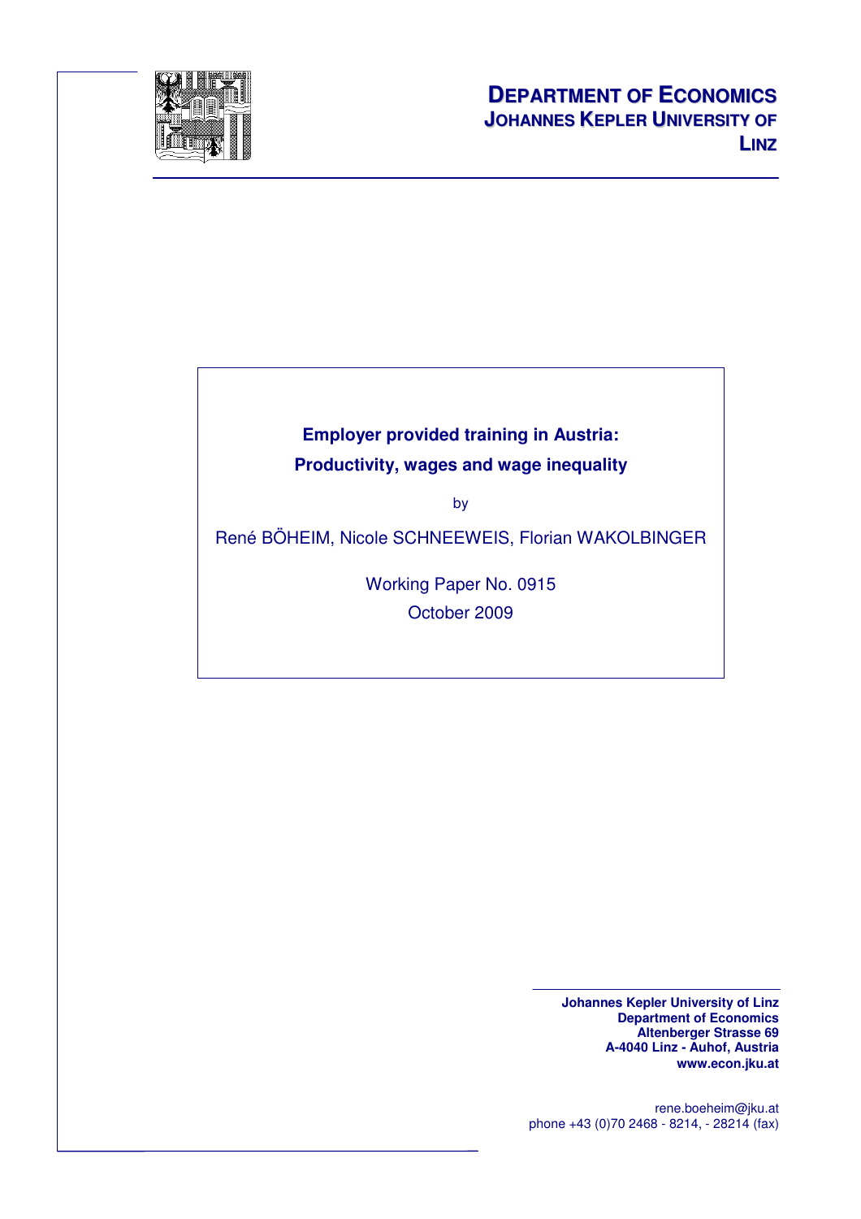**DEPARTMENT OF ECONOMICS**
**JOHANNES KEPLER UNIVERSITY OF LINZ**

# Employer provided training in Austria: Productivity, wages and wage inequality

by

René BÖHEIM, Nicole SCHNEEWEIS, Florian WAKOLBINGER

Working Paper No. 0915
October 2009

**Johannes Kepler University of Linz**
**Department of Economics**
**Altenberger Strasse 69**
**A-4040 Linz - Auhof, Austria**
**www.econ.jku.at**

rene.boeheim@jku.at
phone +43 (0)70 2468 - 8214, - 28214 (fax)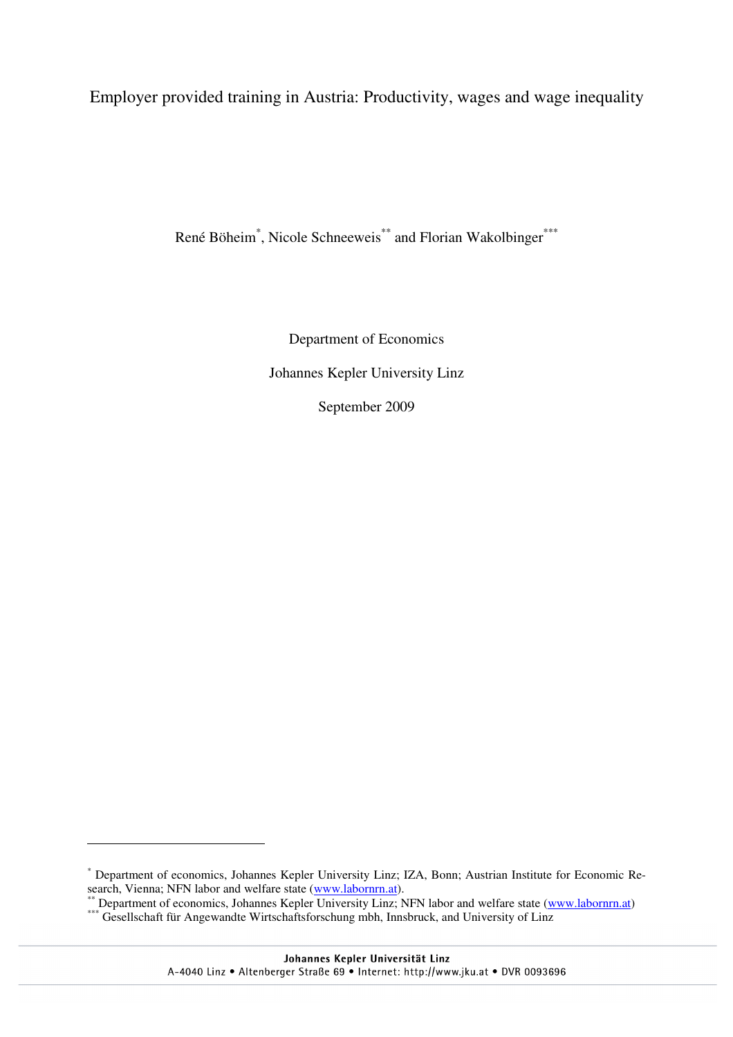# Employer provided training in Austria: Productivity, wages and wage inequality

René Böheim[*], Nicole Schneeweis[**] and Florian Wakolbinger[***]

Department of Economics

Johannes Kepler University Linz

September 2009

---

[*] Department of economics, Johannes Kepler University Linz; IZA, Bonn; Austrian Institute for Economic Research, Vienna; NFN labor and welfare state (www.labornrn.at).

[**] Department of economics, Johannes Kepler University Linz; NFN labor and welfare state (www.labornrn.at)

[***] Gesellschaft für Angewandte Wirtschaftsforschung mbh, Innsbruck, and University of Linz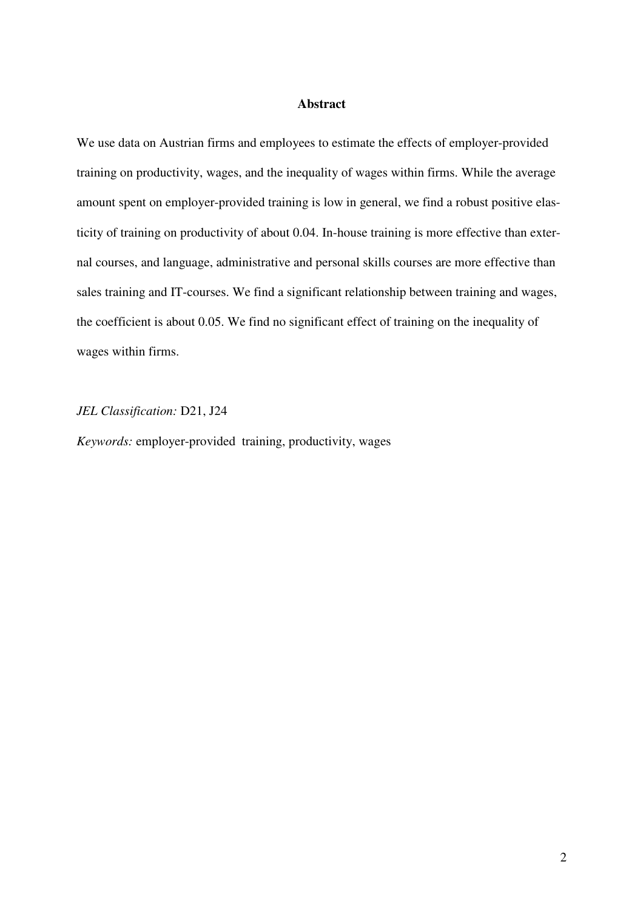## Abstract

We use data on Austrian firms and employees to estimate the effects of employer-provided training on productivity, wages, and the inequality of wages within firms. While the average amount spent on employer-provided training is low in general, we find a robust positive elasticity of training on productivity of about 0.04. In-house training is more effective than external courses, and language, administrative and personal skills courses are more effective than sales training and IT-courses. We find a significant relationship between training and wages, the coefficient is about 0.05. We find no significant effect of training on the inequality of wages within firms.

*JEL Classification:* D21, J24

*Keywords:* employer-provided training, productivity, wages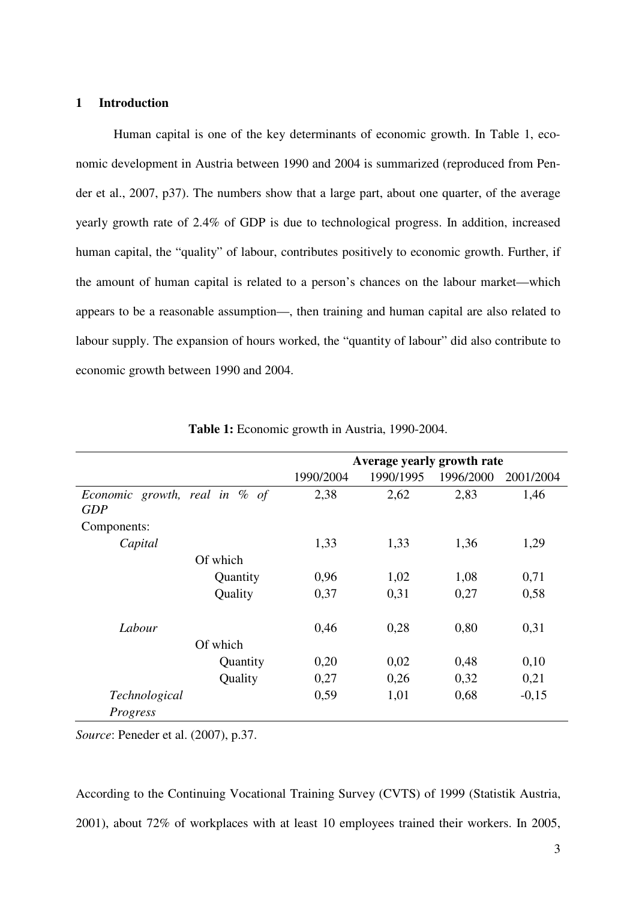# 1 Introduction

Human capital is one of the key determinants of economic growth. In Table 1, economic development in Austria between 1990 and 2004 is summarized (reproduced from Pender et al., 2007, p37). The numbers show that a large part, about one quarter, of the average yearly growth rate of 2.4% of GDP is due to technological progress. In addition, increased human capital, the "quality" of labour, contributes positively to economic growth. Further, if the amount of human capital is related to a person's chances on the labour market—which appears to be a reasonable assumption—, then training and human capital are also related to labour supply. The expansion of hours worked, the "quantity of labour" did also contribute to economic growth between 1990 and 2004.

**Table 1:** Economic growth in Austria, 1990-2004.

| | Average yearly growth rate | | | |
|---|---|---|---|---|
| | 1990/2004 | 1990/1995 | 1996/2000 | 2001/2004 |
| *Economic growth, real in % of GDP* | 2,38 | 2,62 | 2,83 | 1,46 |
| Components: | | | | |
| *Capital* | 1,33 | 1,33 | 1,36 | 1,29 |
| Of which | | | | |
| Quantity | 0,96 | 1,02 | 1,08 | 0,71 |
| Quality | 0,37 | 0,31 | 0,27 | 0,58 |
| *Labour* | 0,46 | 0,28 | 0,80 | 0,31 |
| Of which | | | | |
| Quantity | 0,20 | 0,02 | 0,48 | 0,10 |
| Quality | 0,27 | 0,26 | 0,32 | 0,21 |
| *Technological Progress* | 0,59 | 1,01 | 0,68 | -0,15 |

*Source*: Peneder et al. (2007), p.37.

According to the Continuing Vocational Training Survey (CVTS) of 1999 (Statistik Austria, 2001), about 72% of workplaces with at least 10 employees trained their workers. In 2005,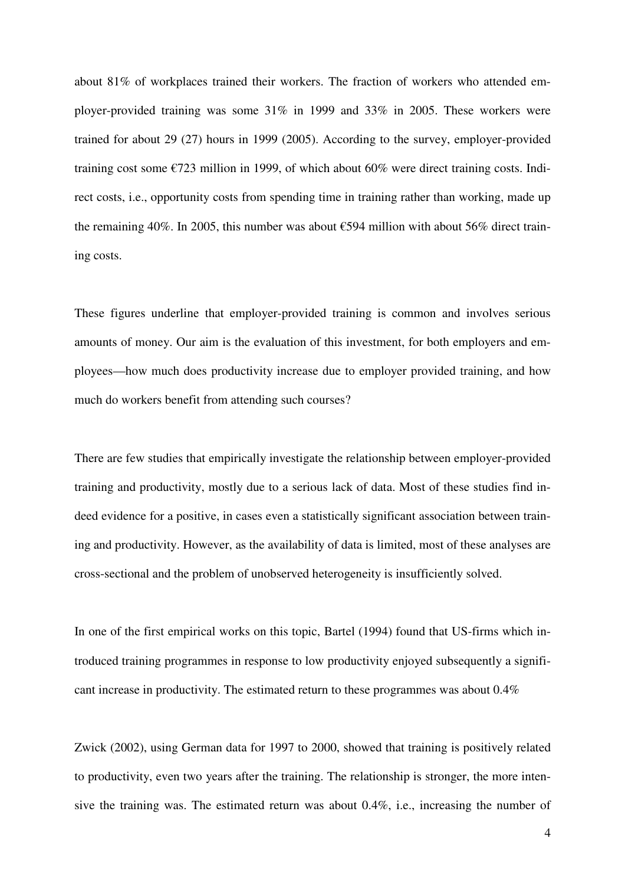about 81% of workplaces trained their workers. The fraction of workers who attended employer-provided training was some 31% in 1999 and 33% in 2005. These workers were trained for about 29 (27) hours in 1999 (2005). According to the survey, employer-provided training cost some €723 million in 1999, of which about 60% were direct training costs. Indirect costs, i.e., opportunity costs from spending time in training rather than working, made up the remaining 40%. In 2005, this number was about €594 million with about 56% direct training costs.

These figures underline that employer-provided training is common and involves serious amounts of money. Our aim is the evaluation of this investment, for both employers and employees—how much does productivity increase due to employer provided training, and how much do workers benefit from attending such courses?

There are few studies that empirically investigate the relationship between employer-provided training and productivity, mostly due to a serious lack of data. Most of these studies find indeed evidence for a positive, in cases even a statistically significant association between training and productivity. However, as the availability of data is limited, most of these analyses are cross-sectional and the problem of unobserved heterogeneity is insufficiently solved.

In one of the first empirical works on this topic, Bartel (1994) found that US-firms which introduced training programmes in response to low productivity enjoyed subsequently a significant increase in productivity. The estimated return to these programmes was about 0.4%

Zwick (2002), using German data for 1997 to 2000, showed that training is positively related to productivity, even two years after the training. The relationship is stronger, the more intensive the training was. The estimated return was about 0.4%, i.e., increasing the number of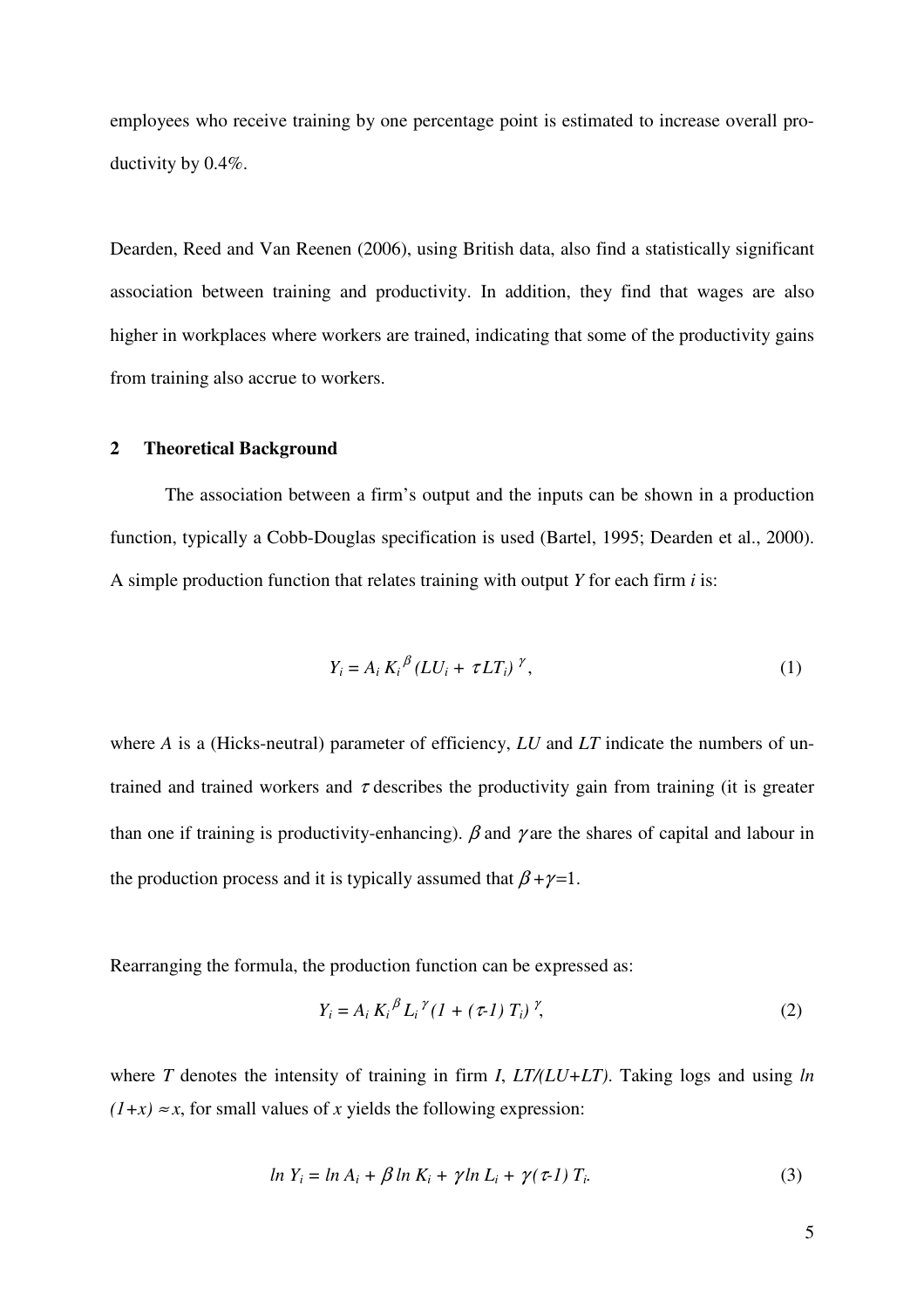employees who receive training by one percentage point is estimated to increase overall productivity by 0.4%.

Dearden, Reed and Van Reenen (2006), using British data, also find a statistically significant association between training and productivity. In addition, they find that wages are also higher in workplaces where workers are trained, indicating that some of the productivity gains from training also accrue to workers.

## 2 Theoretical Background

The association between a firm's output and the inputs can be shown in a production function, typically a Cobb-Douglas specification is used (Bartel, 1995; Dearden et al., 2000). A simple production function that relates training with output $Y$ for each firm $i$ is:

$$Y_i = A_i \, K_i^{\beta} (LU_i + \tau LT_i)^{\gamma}, \tag{1}$$

where $A$ is a (Hicks-neutral) parameter of efficiency, $LU$ and $LT$ indicate the numbers of untrained and trained workers and $\tau$ describes the productivity gain from training (it is greater than one if training is productivity-enhancing). $\beta$ and $\gamma$ are the shares of capital and labour in the production process and it is typically assumed that $\beta+\gamma=1$.

Rearranging the formula, the production function can be expressed as:

$$Y_i = A_i \, K_i^{\beta} L_i^{\gamma} (1 + (\tau\text{-}1)\, T_i)^{\gamma}, \tag{2}$$

where $T$ denotes the intensity of training in firm $I$, $LT/(LU+LT)$. Taking logs and using $ln\,(1+x) \approx x$, for small values of $x$ yields the following expression:

$$ln\, Y_i = ln\, A_i + \beta\, ln\, K_i + \gamma\, ln\, L_i + \gamma(\tau\text{-}1)\, T_i. \tag{3}$$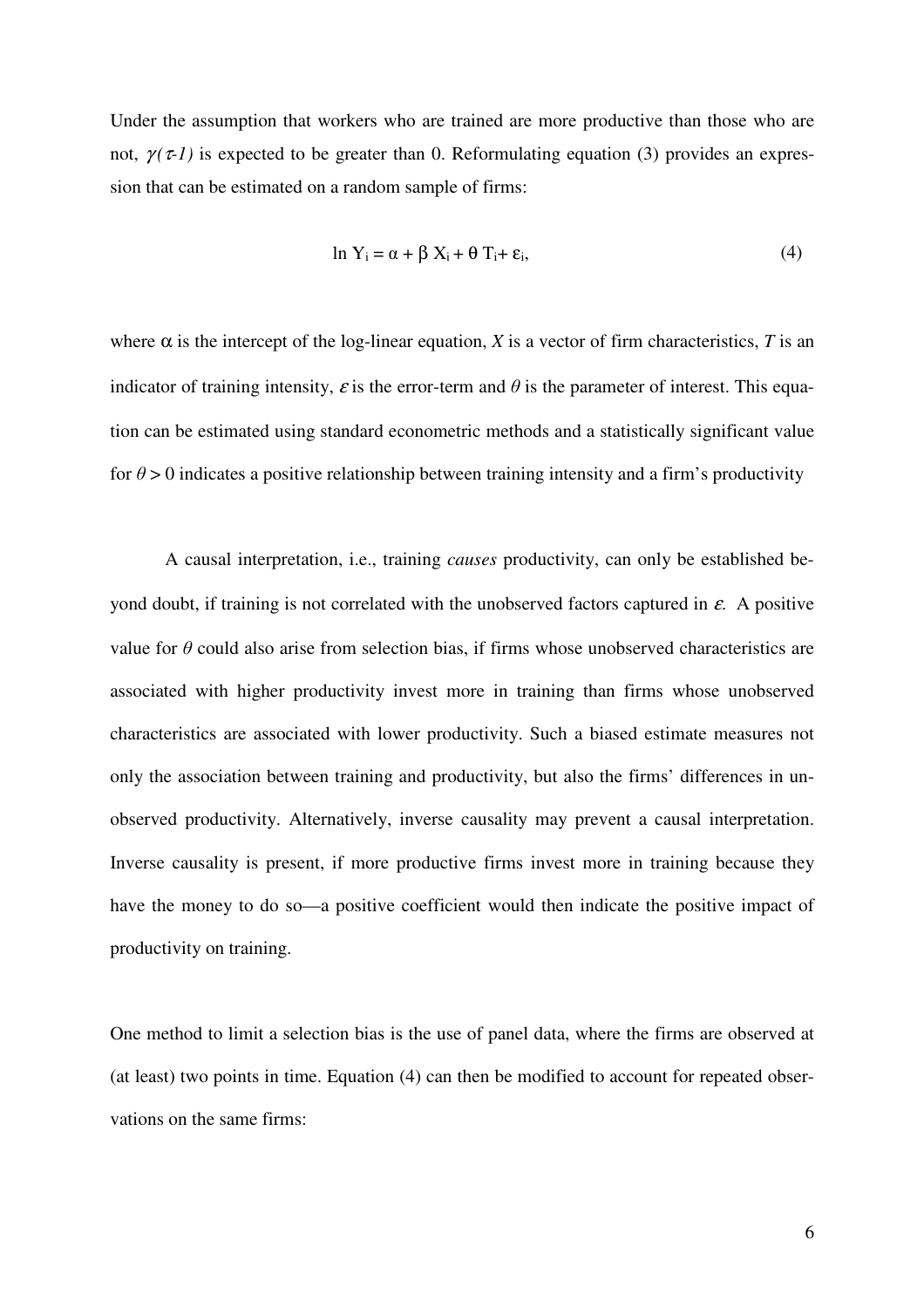Under the assumption that workers who are trained are more productive than those who are not, $\gamma(\tau\text{-}1)$ is expected to be greater than 0. Reformulating equation (3) provides an expression that can be estimated on a random sample of firms:

$$\ln Y_i = \alpha + \beta X_i + \theta T_i + \varepsilon_i, \tag{4}$$

where $\alpha$ is the intercept of the log-linear equation, $X$ is a vector of firm characteristics, $T$ is an indicator of training intensity, $\varepsilon$ is the error-term and $\theta$ is the parameter of interest. This equation can be estimated using standard econometric methods and a statistically significant value for $\theta > 0$ indicates a positive relationship between training intensity and a firm's productivity

A causal interpretation, i.e., training *causes* productivity, can only be established beyond doubt, if training is not correlated with the unobserved factors captured in $\varepsilon$. A positive value for $\theta$ could also arise from selection bias, if firms whose unobserved characteristics are associated with higher productivity invest more in training than firms whose unobserved characteristics are associated with lower productivity. Such a biased estimate measures not only the association between training and productivity, but also the firms' differences in unobserved productivity. Alternatively, inverse causality may prevent a causal interpretation. Inverse causality is present, if more productive firms invest more in training because they have the money to do so—a positive coefficient would then indicate the positive impact of productivity on training.

One method to limit a selection bias is the use of panel data, where the firms are observed at (at least) two points in time. Equation (4) can then be modified to account for repeated observations on the same firms: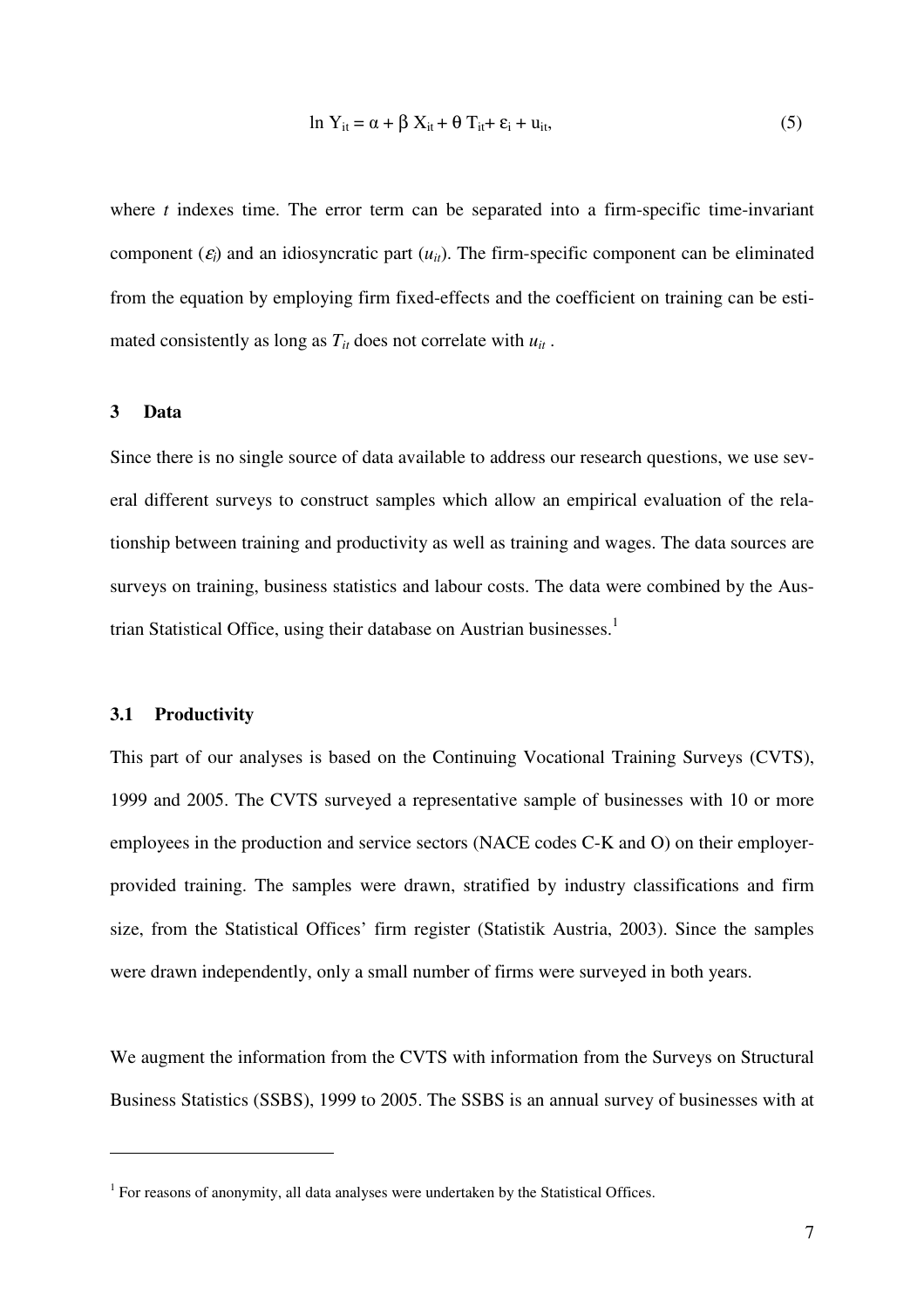$$\ln Y_{it} = \alpha + \beta X_{it} + \theta T_{it} + \varepsilon_i + u_{it}, \tag{5}$$

where $t$ indexes time. The error term can be separated into a firm-specific time-invariant component ($\varepsilon_i$) and an idiosyncratic part ($u_{it}$). The firm-specific component can be eliminated from the equation by employing firm fixed-effects and the coefficient on training can be estimated consistently as long as $T_{it}$ does not correlate with $u_{it}$.

## 3 Data

Since there is no single source of data available to address our research questions, we use several different surveys to construct samples which allow an empirical evaluation of the relationship between training and productivity as well as training and wages. The data sources are surveys on training, business statistics and labour costs. The data were combined by the Austrian Statistical Office, using their database on Austrian businesses.[1]

### 3.1 Productivity

This part of our analyses is based on the Continuing Vocational Training Surveys (CVTS), 1999 and 2005. The CVTS surveyed a representative sample of businesses with 10 or more employees in the production and service sectors (NACE codes C-K and O) on their employer-provided training. The samples were drawn, stratified by industry classifications and firm size, from the Statistical Offices' firm register (Statistik Austria, 2003). Since the samples were drawn independently, only a small number of firms were surveyed in both years.

We augment the information from the CVTS with information from the Surveys on Structural Business Statistics (SSBS), 1999 to 2005. The SSBS is an annual survey of businesses with at

[1] For reasons of anonymity, all data analyses were undertaken by the Statistical Offices.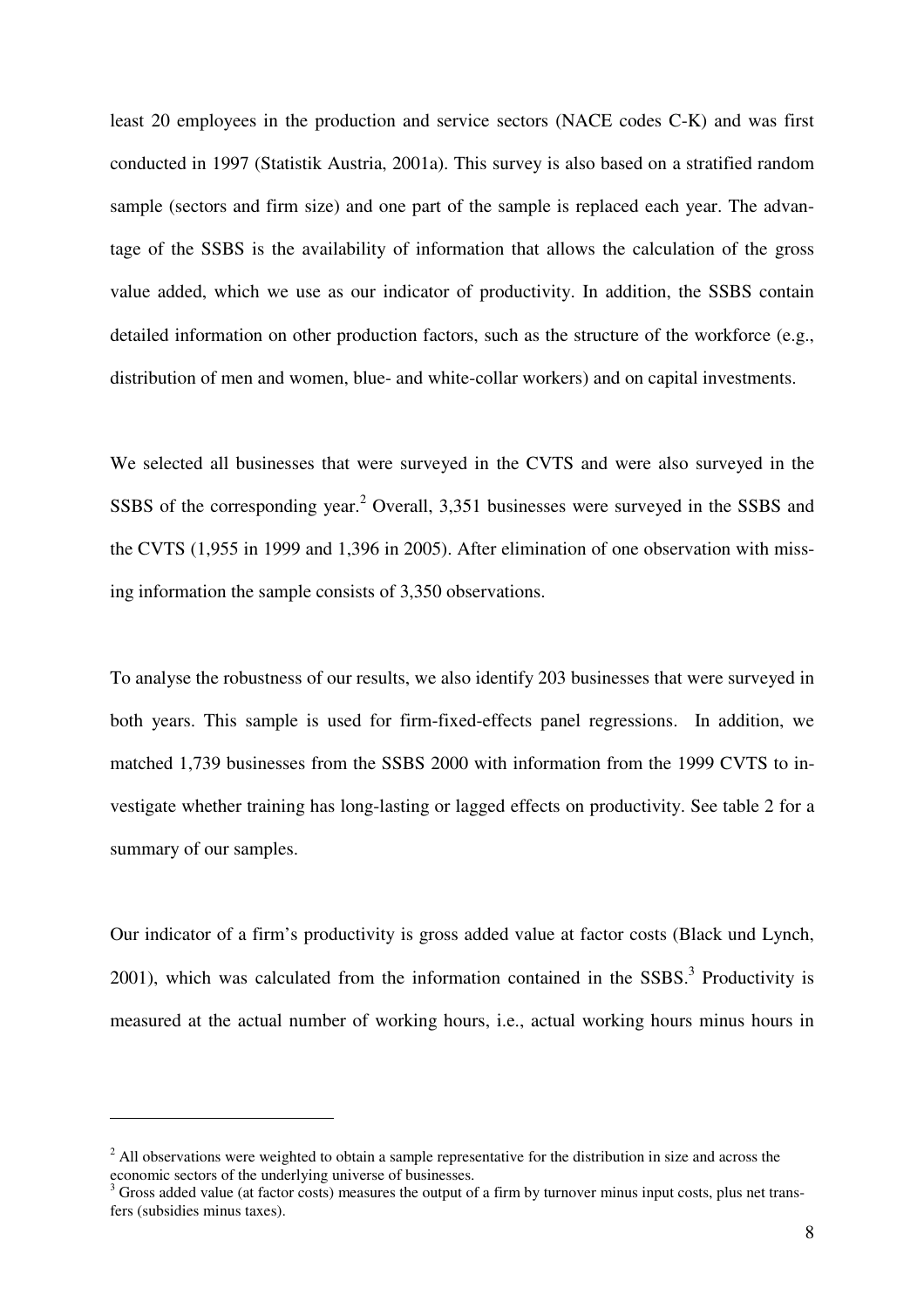least 20 employees in the production and service sectors (NACE codes C-K) and was first conducted in 1997 (Statistik Austria, 2001a). This survey is also based on a stratified random sample (sectors and firm size) and one part of the sample is replaced each year. The advantage of the SSBS is the availability of information that allows the calculation of the gross value added, which we use as our indicator of productivity. In addition, the SSBS contain detailed information on other production factors, such as the structure of the workforce (e.g., distribution of men and women, blue- and white-collar workers) and on capital investments.

We selected all businesses that were surveyed in the CVTS and were also surveyed in the SSBS of the corresponding year.[2] Overall, 3,351 businesses were surveyed in the SSBS and the CVTS (1,955 in 1999 and 1,396 in 2005). After elimination of one observation with missing information the sample consists of 3,350 observations.

To analyse the robustness of our results, we also identify 203 businesses that were surveyed in both years. This sample is used for firm-fixed-effects panel regressions. In addition, we matched 1,739 businesses from the SSBS 2000 with information from the 1999 CVTS to investigate whether training has long-lasting or lagged effects on productivity. See table 2 for a summary of our samples.

Our indicator of a firm's productivity is gross added value at factor costs (Black und Lynch, 2001), which was calculated from the information contained in the SSBS.[3] Productivity is measured at the actual number of working hours, i.e., actual working hours minus hours in

---

[2] All observations were weighted to obtain a sample representative for the distribution in size and across the economic sectors of the underlying universe of businesses.

[3] Gross added value (at factor costs) measures the output of a firm by turnover minus input costs, plus net transfers (subsidies minus taxes).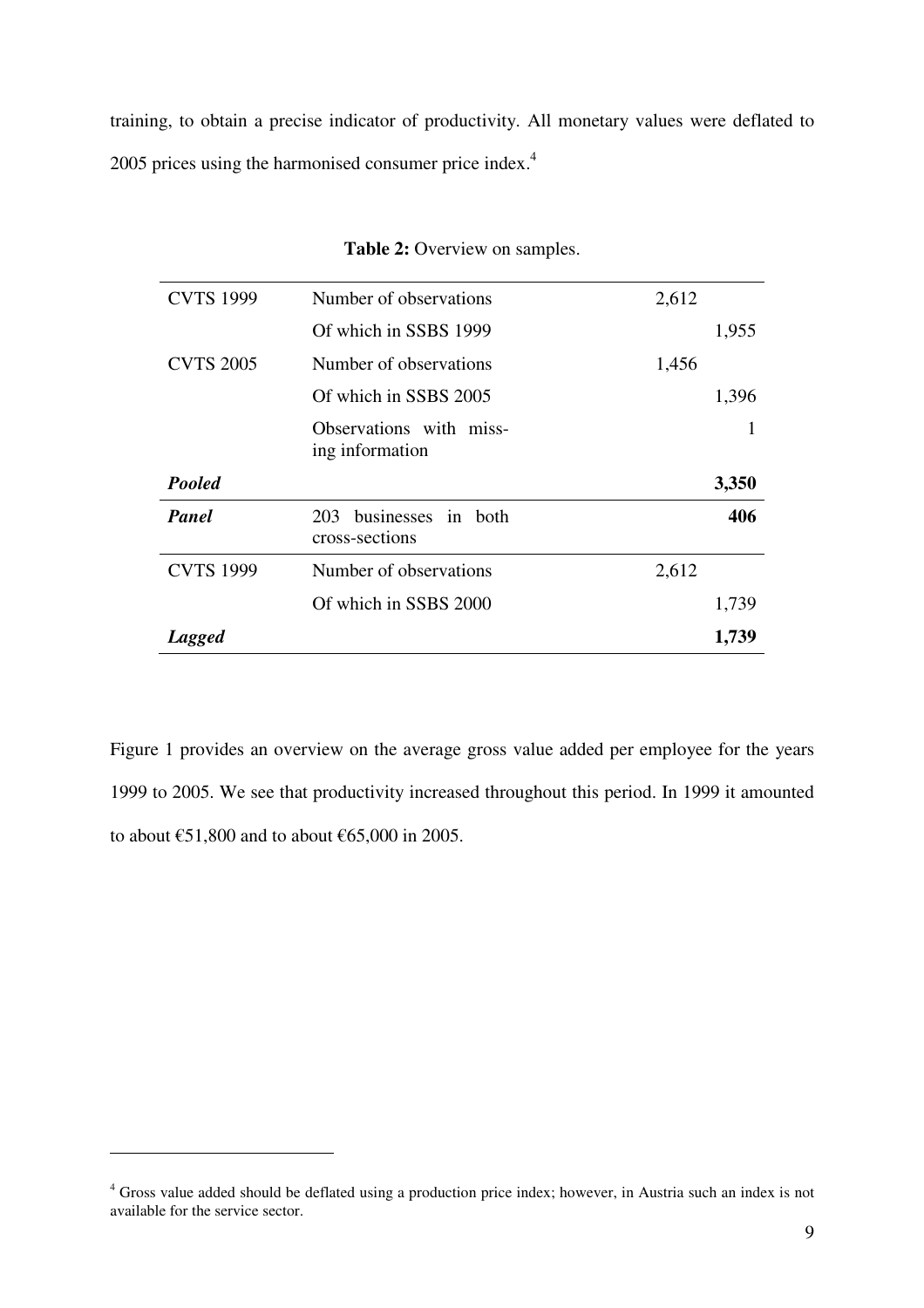training, to obtain a precise indicator of productivity. All monetary values were deflated to 2005 prices using the harmonised consumer price index.[4]

**Table 2:** Overview on samples.

| | | | |
|---|---|---|---|
| CVTS 1999 | Number of observations | 2,612 | |
| | Of which in SSBS 1999 | | 1,955 |
| CVTS 2005 | Number of observations | 1,456 | |
| | Of which in SSBS 2005 | | 1,396 |
| | Observations with missing information | | 1 |
| ***Pooled*** | | | **3,350** |
| ***Panel*** | 203 businesses in both cross-sections | | **406** |
| CVTS 1999 | Number of observations | 2,612 | |
| | Of which in SSBS 2000 | | 1,739 |
| ***Lagged*** | | | **1,739** |

Figure 1 provides an overview on the average gross value added per employee for the years 1999 to 2005. We see that productivity increased throughout this period. In 1999 it amounted to about €51,800 and to about €65,000 in 2005.

[4] Gross value added should be deflated using a production price index; however, in Austria such an index is not available for the service sector.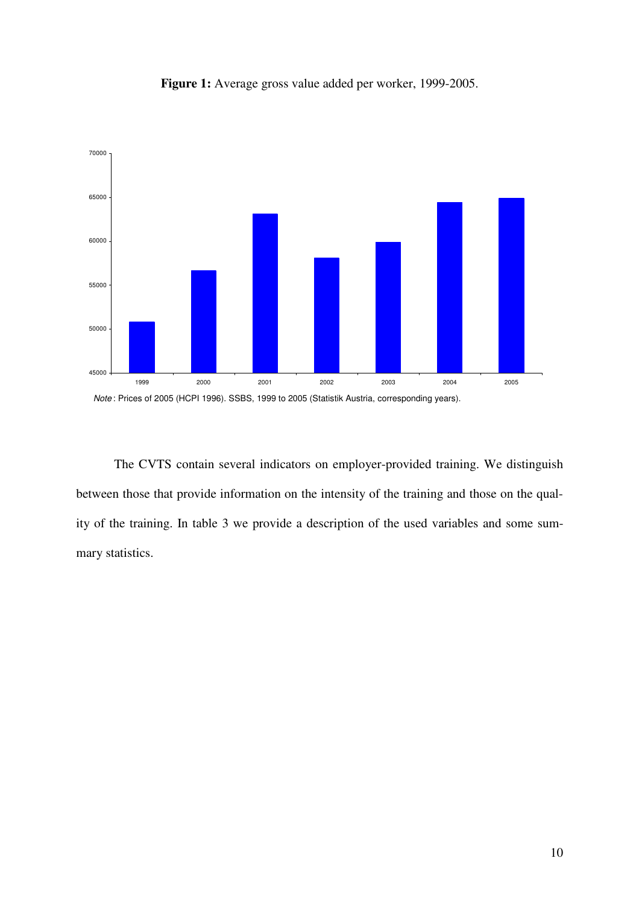**Figure 1:** Average gross value added per worker, 1999-2005.

*Note*: Prices of 2005 (HCPI 1996). SSBS, 1999 to 2005 (Statistik Austria, corresponding years).

The CVTS contain several indicators on employer-provided training. We distinguish between those that provide information on the intensity of the training and those on the quality of the training. In table 3 we provide a description of the used variables and some summary statistics.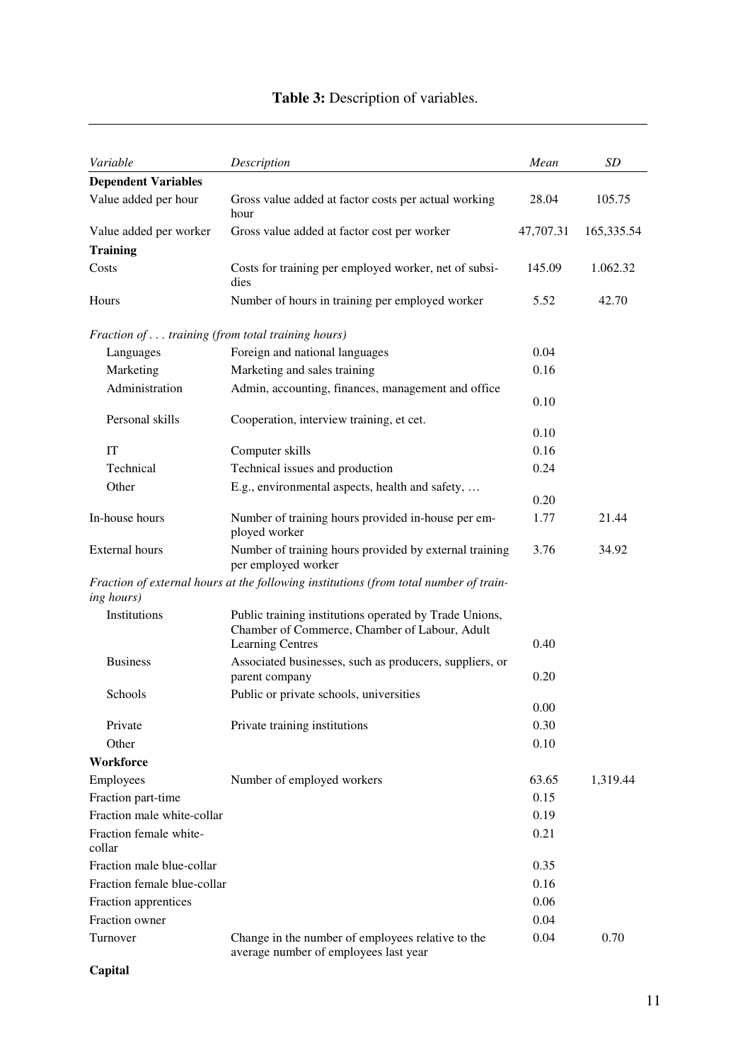**Table 3:** Description of variables.

| *Variable* | *Description* | *Mean* | *SD* |
|---|---|---|---|
| **Dependent Variables** | | | |
| Value added per hour | Gross value added at factor costs per actual working hour | 28.04 | 105.75 |
| Value added per worker | Gross value added at factor cost per worker | 47,707.31 | 165,335.54 |
| **Training** | | | |
| Costs | Costs for training per employed worker, net of subsidies | 145.09 | 1.062.32 |
| Hours | Number of hours in training per employed worker | 5.52 | 42.70 |
| *Fraction of . . . training (from total training hours)* | | | |
| Languages | Foreign and national languages | 0.04 | |
| Marketing | Marketing and sales training | 0.16 | |
| Administration | Admin, accounting, finances, management and office | 0.10 | |
| Personal skills | Cooperation, interview training, et cet. | 0.10 | |
| IT | Computer skills | 0.16 | |
| Technical | Technical issues and production | 0.24 | |
| Other | E.g., environmental aspects, health and safety, … | 0.20 | |
| In-house hours | Number of training hours provided in-house per employed worker | 1.77 | 21.44 |
| External hours | Number of training hours provided by external training per employed worker | 3.76 | 34.92 |
| *Fraction of external hours at the following institutions (from total number of training hours)* | | | |
| Institutions | Public training institutions operated by Trade Unions, Chamber of Commerce, Chamber of Labour, Adult Learning Centres | 0.40 | |
| Business | Associated businesses, such as producers, suppliers, or parent company | 0.20 | |
| Schools | Public or private schools, universities | 0.00 | |
| Private | Private training institutions | 0.30 | |
| Other | | 0.10 | |
| **Workforce** | | | |
| Employees | Number of employed workers | 63.65 | 1,319.44 |
| Fraction part-time | | 0.15 | |
| Fraction male white-collar | | 0.19 | |
| Fraction female white-collar | | 0.21 | |
| Fraction male blue-collar | | 0.35 | |
| Fraction female blue-collar | | 0.16 | |
| Fraction apprentices | | 0.06 | |
| Fraction owner | | 0.04 | |
| Turnover | Change in the number of employees relative to the average number of employees last year | 0.04 | 0.70 |
| **Capital** | | | |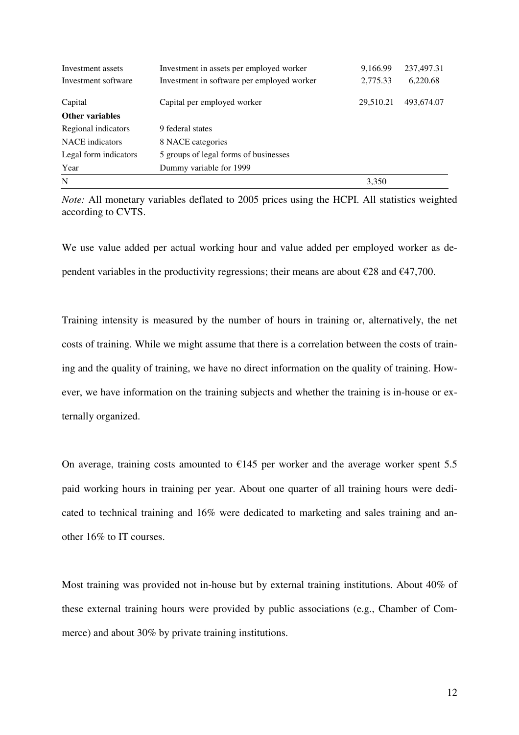| | | | |
|---|---|---|---|
| Investment assets | Investment in assets per employed worker | 9,166.99 | 237,497.31 |
| Investment software | Investment in software per employed worker | 2,775.33 | 6,220.68 |
| Capital | Capital per employed worker | 29,510.21 | 493,674.07 |
| **Other variables** | | | |
| Regional indicators | 9 federal states | | |
| NACE indicators | 8 NACE categories | | |
| Legal form indicators | 5 groups of legal forms of businesses | | |
| Year | Dummy variable for 1999 | | |
| N | | 3,350 | |

*Note:* All monetary variables deflated to 2005 prices using the HCPI. All statistics weighted according to CVTS.

We use value added per actual working hour and value added per employed worker as dependent variables in the productivity regressions; their means are about €28 and €47,700.

Training intensity is measured by the number of hours in training or, alternatively, the net costs of training. While we might assume that there is a correlation between the costs of training and the quality of training, we have no direct information on the quality of training. However, we have information on the training subjects and whether the training is in-house or externally organized.

On average, training costs amounted to €145 per worker and the average worker spent 5.5 paid working hours in training per year. About one quarter of all training hours were dedicated to technical training and 16% were dedicated to marketing and sales training and another 16% to IT courses.

Most training was provided not in-house but by external training institutions. About 40% of these external training hours were provided by public associations (e.g., Chamber of Commerce) and about 30% by private training institutions.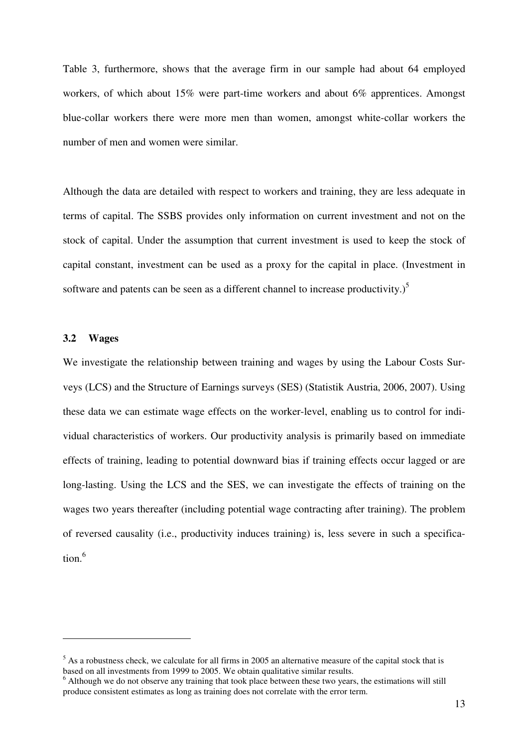Table 3, furthermore, shows that the average firm in our sample had about 64 employed workers, of which about 15% were part-time workers and about 6% apprentices. Amongst blue-collar workers there were more men than women, amongst white-collar workers the number of men and women were similar.

Although the data are detailed with respect to workers and training, they are less adequate in terms of capital. The SSBS provides only information on current investment and not on the stock of capital. Under the assumption that current investment is used to keep the stock of capital constant, investment can be used as a proxy for the capital in place. (Investment in software and patents can be seen as a different channel to increase productivity.)[5]

### 3.2 Wages

We investigate the relationship between training and wages by using the Labour Costs Surveys (LCS) and the Structure of Earnings surveys (SES) (Statistik Austria, 2006, 2007). Using these data we can estimate wage effects on the worker-level, enabling us to control for individual characteristics of workers. Our productivity analysis is primarily based on immediate effects of training, leading to potential downward bias if training effects occur lagged or are long-lasting. Using the LCS and the SES, we can investigate the effects of training on the wages two years thereafter (including potential wage contracting after training). The problem of reversed causality (i.e., productivity induces training) is, less severe in such a specification.[6]

---

[5] As a robustness check, we calculate for all firms in 2005 an alternative measure of the capital stock that is based on all investments from 1999 to 2005. We obtain qualitative similar results.

[6] Although we do not observe any training that took place between these two years, the estimations will still produce consistent estimates as long as training does not correlate with the error term.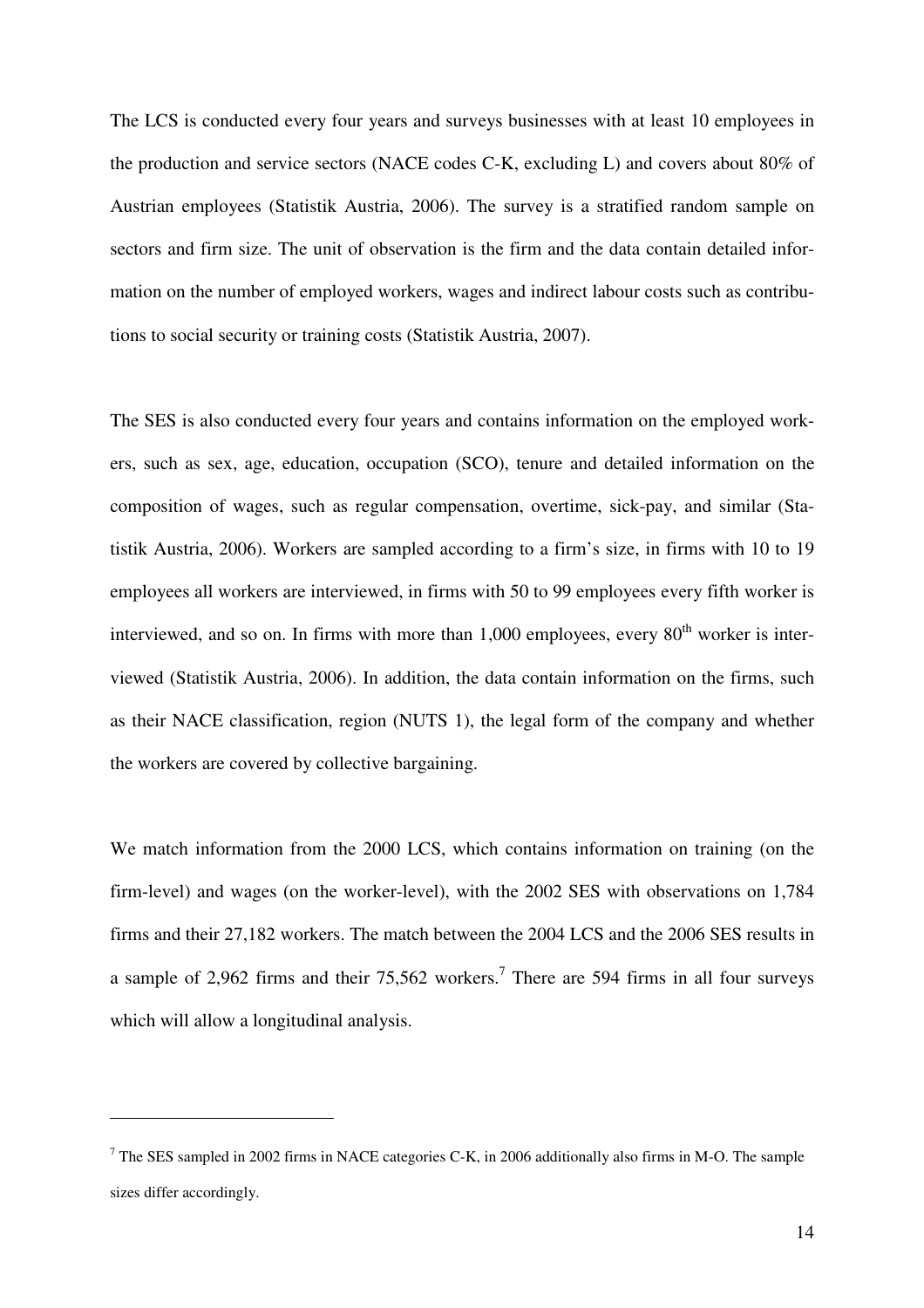The LCS is conducted every four years and surveys businesses with at least 10 employees in the production and service sectors (NACE codes C-K, excluding L) and covers about 80% of Austrian employees (Statistik Austria, 2006). The survey is a stratified random sample on sectors and firm size. The unit of observation is the firm and the data contain detailed information on the number of employed workers, wages and indirect labour costs such as contributions to social security or training costs (Statistik Austria, 2007).

The SES is also conducted every four years and contains information on the employed workers, such as sex, age, education, occupation (SCO), tenure and detailed information on the composition of wages, such as regular compensation, overtime, sick-pay, and similar (Statistik Austria, 2006). Workers are sampled according to a firm's size, in firms with 10 to 19 employees all workers are interviewed, in firms with 50 to 99 employees every fifth worker is interviewed, and so on. In firms with more than 1,000 employees, every 80th worker is interviewed (Statistik Austria, 2006). In addition, the data contain information on the firms, such as their NACE classification, region (NUTS 1), the legal form of the company and whether the workers are covered by collective bargaining.

We match information from the 2000 LCS, which contains information on training (on the firm-level) and wages (on the worker-level), with the 2002 SES with observations on 1,784 firms and their 27,182 workers. The match between the 2004 LCS and the 2006 SES results in a sample of 2,962 firms and their 75,562 workers.[7] There are 594 firms in all four surveys which will allow a longitudinal analysis.

---

[7] The SES sampled in 2002 firms in NACE categories C-K, in 2006 additionally also firms in M-O. The sample sizes differ accordingly.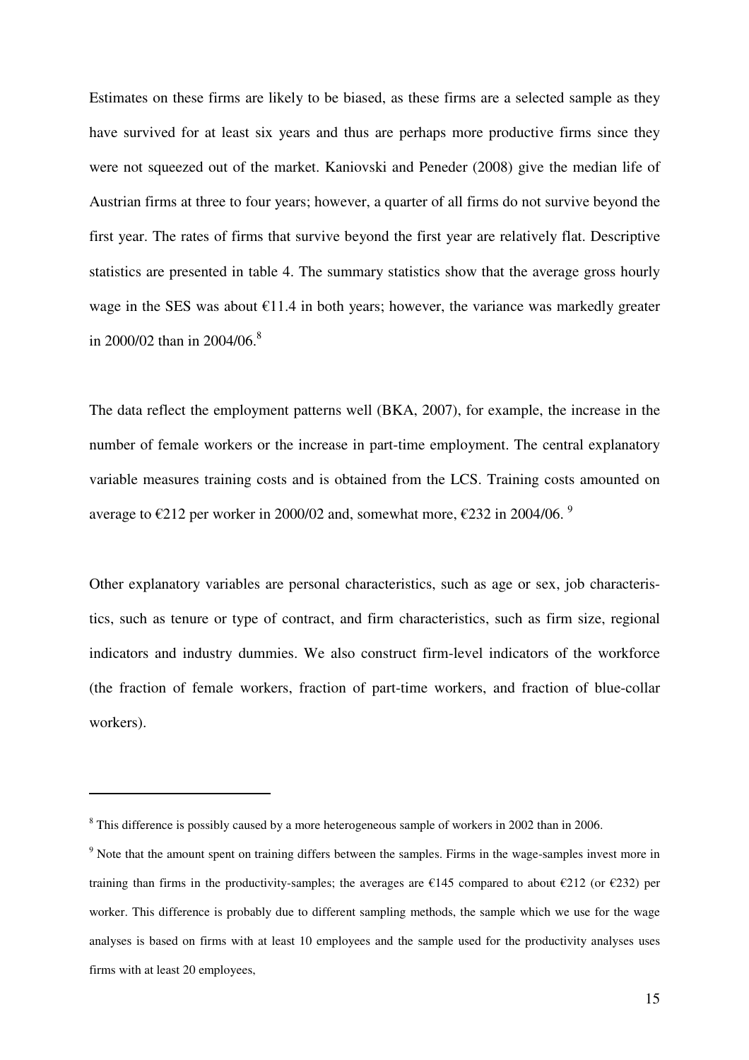Estimates on these firms are likely to be biased, as these firms are a selected sample as they have survived for at least six years and thus are perhaps more productive firms since they were not squeezed out of the market. Kaniovski and Peneder (2008) give the median life of Austrian firms at three to four years; however, a quarter of all firms do not survive beyond the first year. The rates of firms that survive beyond the first year are relatively flat. Descriptive statistics are presented in table 4. The summary statistics show that the average gross hourly wage in the SES was about €11.4 in both years; however, the variance was markedly greater in 2000/02 than in 2004/06.[8]

The data reflect the employment patterns well (BKA, 2007), for example, the increase in the number of female workers or the increase in part-time employment. The central explanatory variable measures training costs and is obtained from the LCS. Training costs amounted on average to €212 per worker in 2000/02 and, somewhat more, €232 in 2004/06. [9]

Other explanatory variables are personal characteristics, such as age or sex, job characteristics, such as tenure or type of contract, and firm characteristics, such as firm size, regional indicators and industry dummies. We also construct firm-level indicators of the workforce (the fraction of female workers, fraction of part-time workers, and fraction of blue-collar workers).

---

[8] This difference is possibly caused by a more heterogeneous sample of workers in 2002 than in 2006.

[9] Note that the amount spent on training differs between the samples. Firms in the wage-samples invest more in training than firms in the productivity-samples; the averages are €145 compared to about €212 (or €232) per worker. This difference is probably due to different sampling methods, the sample which we use for the wage analyses is based on firms with at least 10 employees and the sample used for the productivity analyses uses firms with at least 20 employees,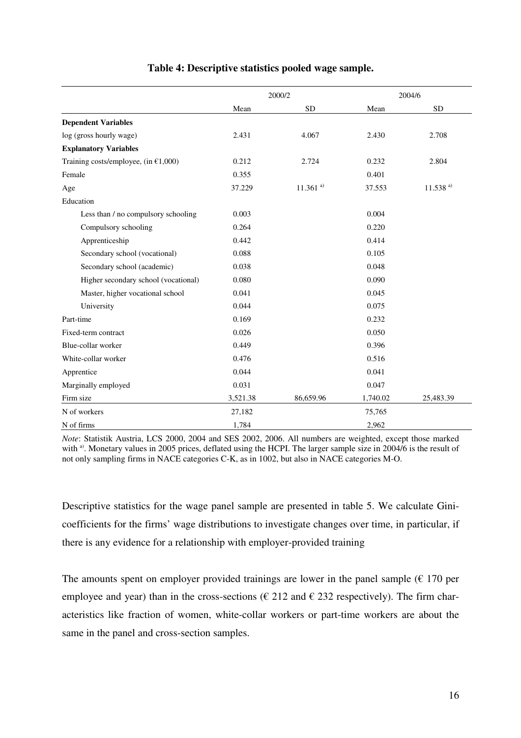**Table 4: Descriptive statistics pooled wage sample.**

| | 2000/2 | | 2004/6 | |
|---|---|---|---|---|
| | Mean | SD | Mean | SD |
| **Dependent Variables** | | | | |
| log (gross hourly wage) | 2.431 | 4.067 | 2.430 | 2.708 |
| **Explanatory Variables** | | | | |
| Training costs/employee, (in €1,000) | 0.212 | 2.724 | 0.232 | 2.804 |
| Female | 0.355 | | 0.401 | |
| Age | 37.229 | 11.361 [a)] | 37.553 | 11.538 [a)] |
| Education | | | | |
| Less than / no compulsory schooling | 0.003 | | 0.004 | |
| Compulsory schooling | 0.264 | | 0.220 | |
| Apprenticeship | 0.442 | | 0.414 | |
| Secondary school (vocational) | 0.088 | | 0.105 | |
| Secondary school (academic) | 0.038 | | 0.048 | |
| Higher secondary school (vocational) | 0.080 | | 0.090 | |
| Master, higher vocational school | 0.041 | | 0.045 | |
| University | 0.044 | | 0.075 | |
| Part-time | 0.169 | | 0.232 | |
| Fixed-term contract | 0.026 | | 0.050 | |
| Blue-collar worker | 0.449 | | 0.396 | |
| White-collar worker | 0.476 | | 0.516 | |
| Apprentice | 0.044 | | 0.041 | |
| Marginally employed | 0.031 | | 0.047 | |
| Firm size | 3,521.38 | 86,659.96 | 1,740.02 | 25,483.39 |
| N of workers | 27,182 | | 75,765 | |
| N of firms | 1,784 | | 2,962 | |

*Note*: Statistik Austria, LCS 2000, 2004 and SES 2002, 2006. All numbers are weighted, except those marked with [a)]. Monetary values in 2005 prices, deflated using the HCPI. The larger sample size in 2004/6 is the result of not only sampling firms in NACE categories C-K, as in 1002, but also in NACE categories M-O.

Descriptive statistics for the wage panel sample are presented in table 5. We calculate Gini-coefficients for the firms' wage distributions to investigate changes over time, in particular, if there is any evidence for a relationship with employer-provided training

The amounts spent on employer provided trainings are lower in the panel sample (€ 170 per employee and year) than in the cross-sections (€ 212 and € 232 respectively). The firm characteristics like fraction of women, white-collar workers or part-time workers are about the same in the panel and cross-section samples.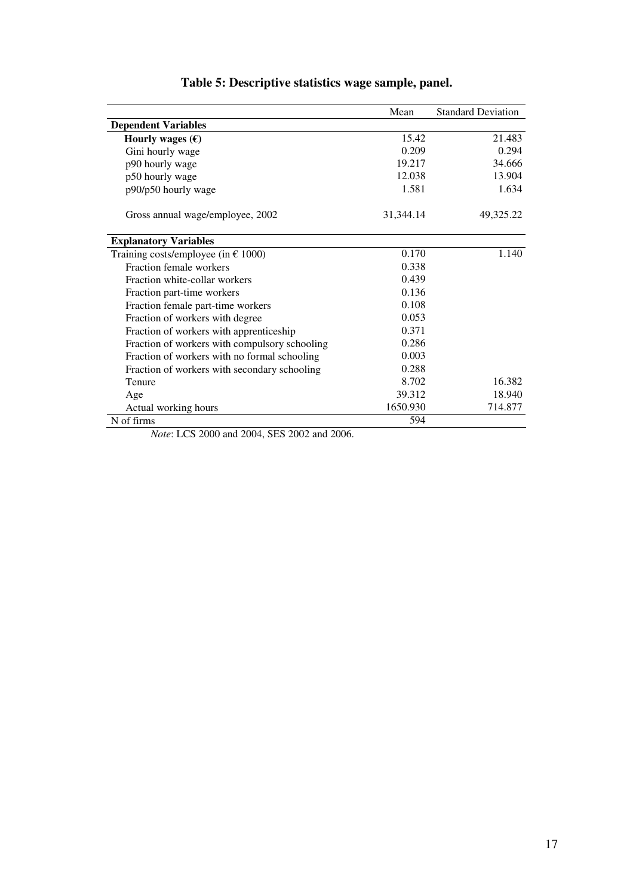**Table 5: Descriptive statistics wage sample, panel.**

| | Mean | Standard Deviation |
|---|---|---|
| **Dependent Variables** | | |
| **Hourly wages (€)** | 15.42 | 21.483 |
| Gini hourly wage | 0.209 | 0.294 |
| p90 hourly wage | 19.217 | 34.666 |
| p50 hourly wage | 12.038 | 13.904 |
| p90/p50 hourly wage | 1.581 | 1.634 |
| Gross annual wage/employee, 2002 | 31,344.14 | 49,325.22 |
| **Explanatory Variables** | | |
| Training costs/employee (in € 1000) | 0.170 | 1.140 |
| Fraction female workers | 0.338 | |
| Fraction white-collar workers | 0.439 | |
| Fraction part-time workers | 0.136 | |
| Fraction female part-time workers | 0.108 | |
| Fraction of workers with degree | 0.053 | |
| Fraction of workers with apprenticeship | 0.371 | |
| Fraction of workers with compulsory schooling | 0.286 | |
| Fraction of workers with no formal schooling | 0.003 | |
| Fraction of workers with secondary schooling | 0.288 | |
| Tenure | 8.702 | 16.382 |
| Age | 39.312 | 18.940 |
| Actual working hours | 1650.930 | 714.877 |
| N of firms | 594 | |

*Note*: LCS 2000 and 2004, SES 2002 and 2006.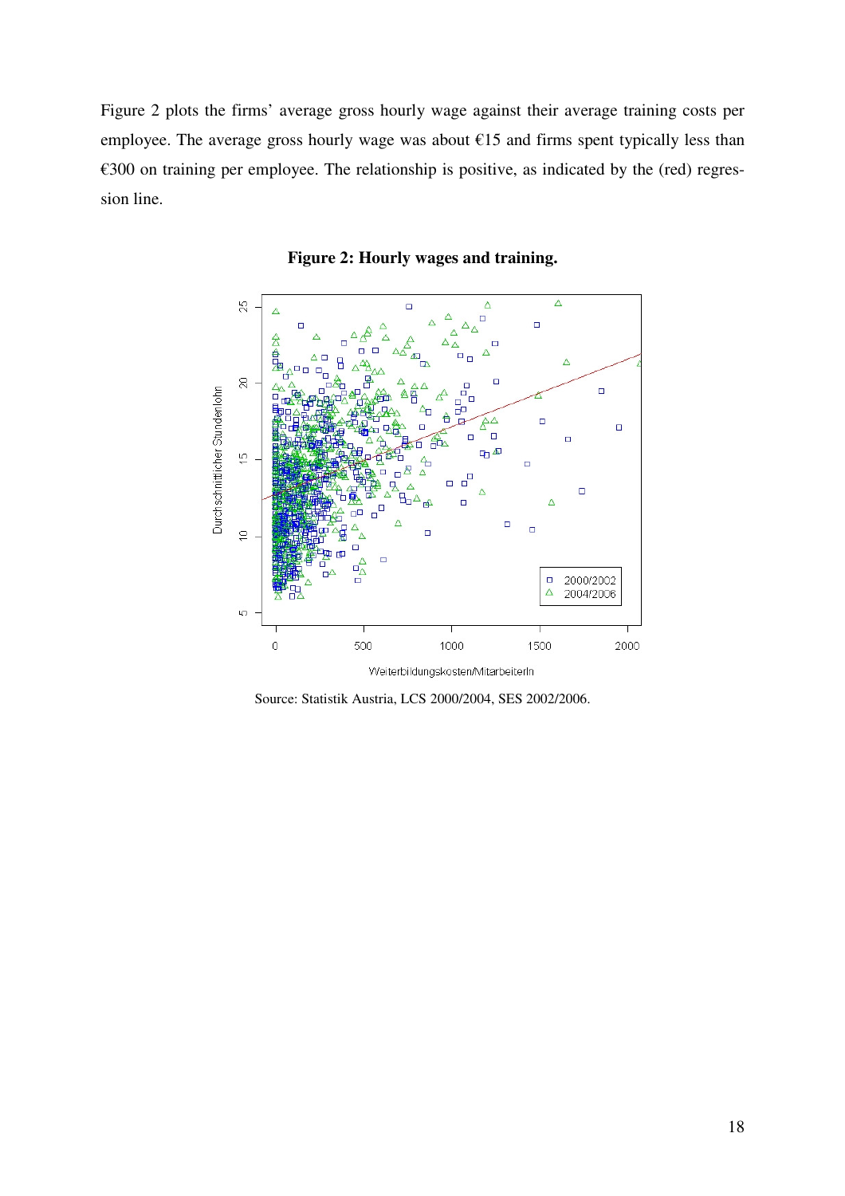Figure 2 plots the firms' average gross hourly wage against their average training costs per employee. The average gross hourly wage was about €15 and firms spent typically less than €300 on training per employee. The relationship is positive, as indicated by the (red) regression line.

**Figure 2: Hourly wages and training.**

Source: Statistik Austria, LCS 2000/2004, SES 2002/2006.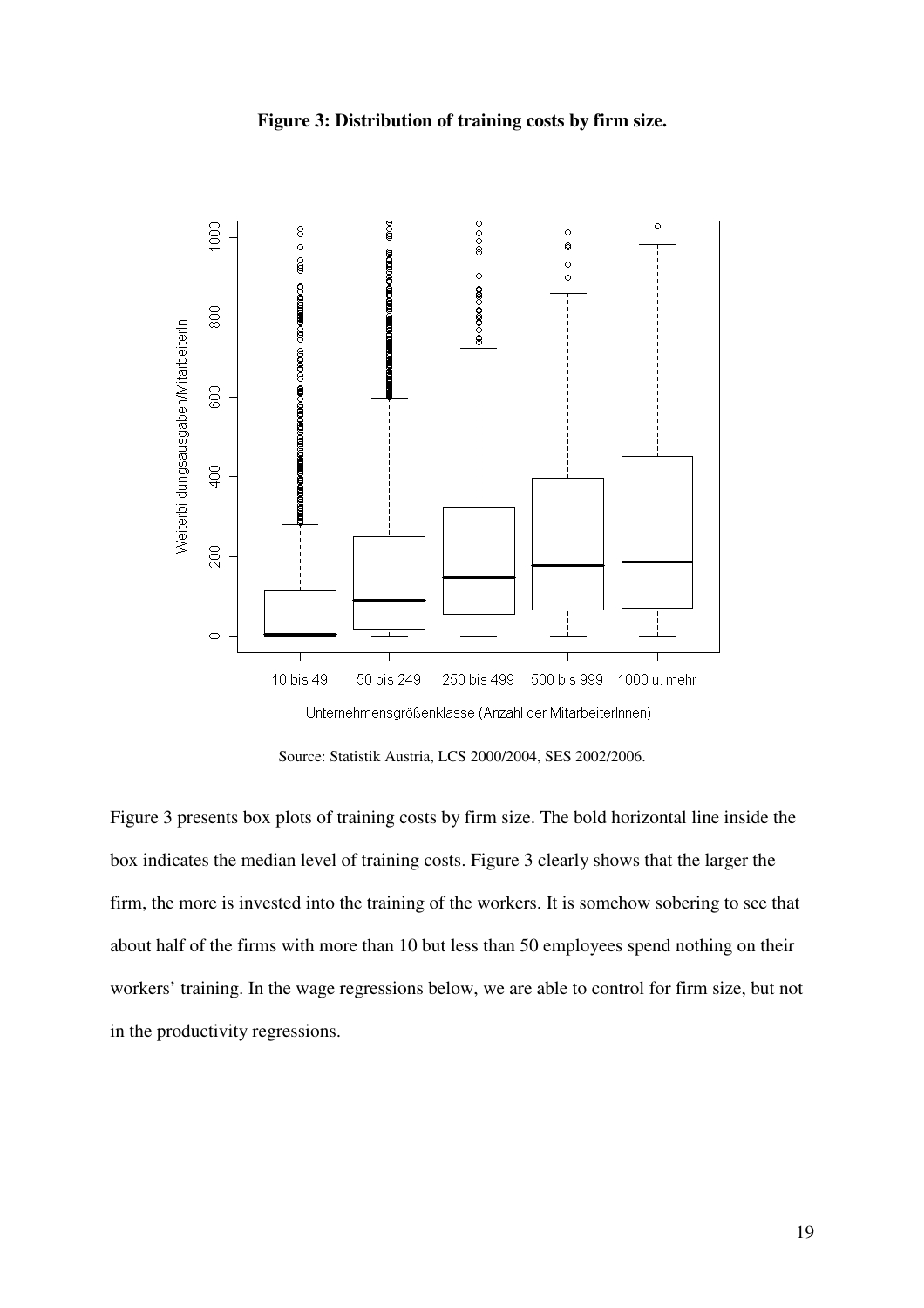**Figure 3: Distribution of training costs by firm size.**

Source: Statistik Austria, LCS 2000/2004, SES 2002/2006.

Figure 3 presents box plots of training costs by firm size. The bold horizontal line inside the box indicates the median level of training costs. Figure 3 clearly shows that the larger the firm, the more is invested into the training of the workers. It is somehow sobering to see that about half of the firms with more than 10 but less than 50 employees spend nothing on their workers' training. In the wage regressions below, we are able to control for firm size, but not in the productivity regressions.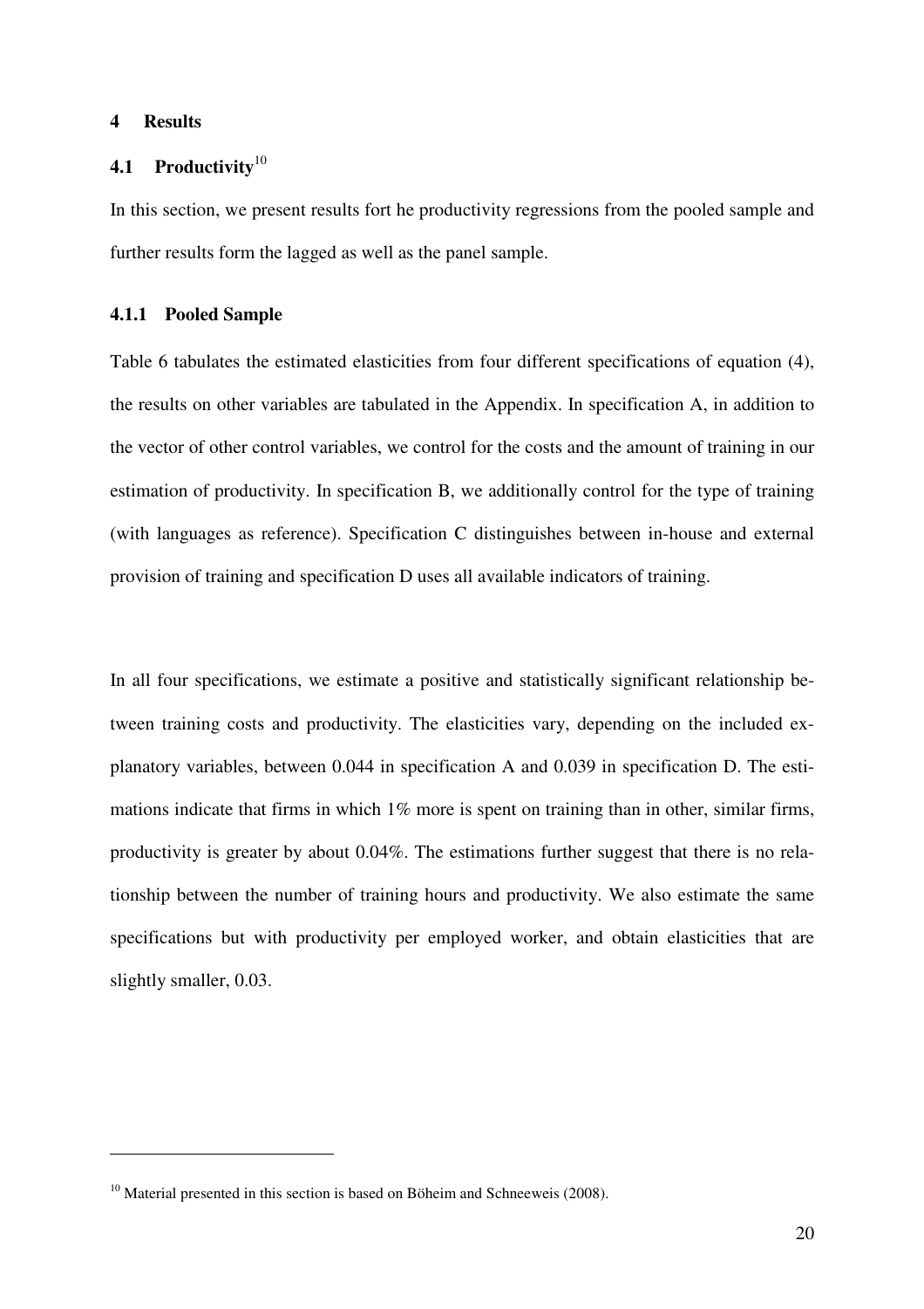# 4 Results

## 4.1 Productivity[10]

In this section, we present results fort he productivity regressions from the pooled sample and further results form the lagged as well as the panel sample.

### 4.1.1 Pooled Sample

Table 6 tabulates the estimated elasticities from four different specifications of equation (4), the results on other variables are tabulated in the Appendix. In specification A, in addition to the vector of other control variables, we control for the costs and the amount of training in our estimation of productivity. In specification B, we additionally control for the type of training (with languages as reference). Specification C distinguishes between in-house and external provision of training and specification D uses all available indicators of training.

In all four specifications, we estimate a positive and statistically significant relationship between training costs and productivity. The elasticities vary, depending on the included explanatory variables, between 0.044 in specification A and 0.039 in specification D. The estimations indicate that firms in which 1% more is spent on training than in other, similar firms, productivity is greater by about 0.04%. The estimations further suggest that there is no relationship between the number of training hours and productivity. We also estimate the same specifications but with productivity per employed worker, and obtain elasticities that are slightly smaller, 0.03.

[10] Material presented in this section is based on Böheim and Schneeweis (2008).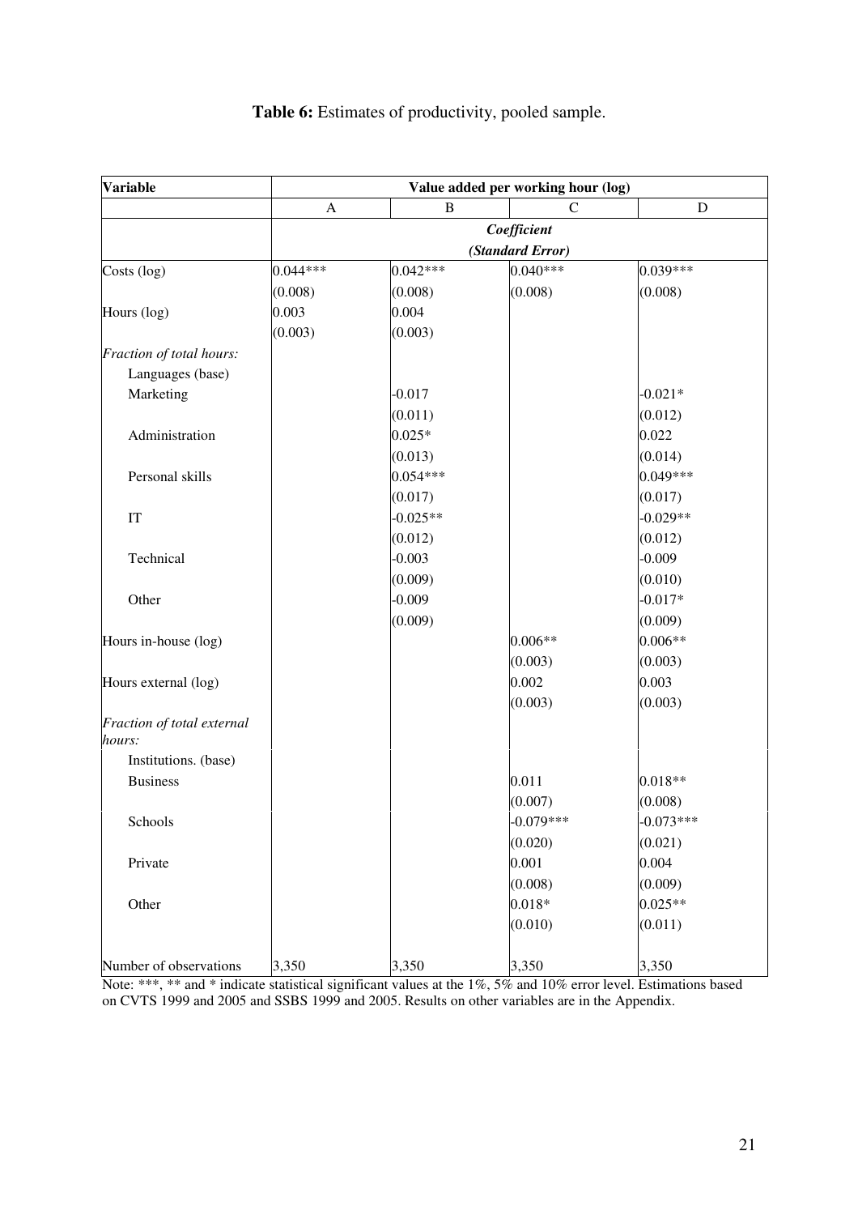**Table 6:** Estimates of productivity, pooled sample.

| Variable | Value added per working hour (log) | | | |
|---|---|---|---|---|
| | A | B | C | D |
| | *Coefficient* | | | |
| | *(Standard Error)* | | | |
| Costs (log) | 0.044*** | 0.042*** | 0.040*** | 0.039*** |
| | (0.008) | (0.008) | (0.008) | (0.008) |
| Hours (log) | 0.003 | 0.004 | | |
| | (0.003) | (0.003) | | |
| *Fraction of total hours:* | | | | |
| Languages (base) | | | | |
| Marketing | | -0.017 | | -0.021* |
| | | (0.011) | | (0.012) |
| Administration | | 0.025* | | 0.022 |
| | | (0.013) | | (0.014) |
| Personal skills | | 0.054*** | | 0.049*** |
| | | (0.017) | | (0.017) |
| IT | | -0.025** | | -0.029** |
| | | (0.012) | | (0.012) |
| Technical | | -0.003 | | -0.009 |
| | | (0.009) | | (0.010) |
| Other | | -0.009 | | -0.017* |
| | | (0.009) | | (0.009) |
| Hours in-house (log) | | | 0.006** | 0.006** |
| | | | (0.003) | (0.003) |
| Hours external (log) | | | 0.002 | 0.003 |
| | | | (0.003) | (0.003) |
| *Fraction of total external hours:* | | | | |
| Institutions. (base) | | | | |
| Business | | | 0.011 | 0.018** |
| | | | (0.007) | (0.008) |
| Schools | | | -0.079*** | -0.073*** |
| | | | (0.020) | (0.021) |
| Private | | | 0.001 | 0.004 |
| | | | (0.008) | (0.009) |
| Other | | | 0.018* | 0.025** |
| | | | (0.010) | (0.011) |
| Number of observations | 3,350 | 3,350 | 3,350 | 3,350 |

Note: ***, ** and * indicate statistical significant values at the 1%, 5% and 10% error level. Estimations based on CVTS 1999 and 2005 and SSBS 1999 and 2005. Results on other variables are in the Appendix.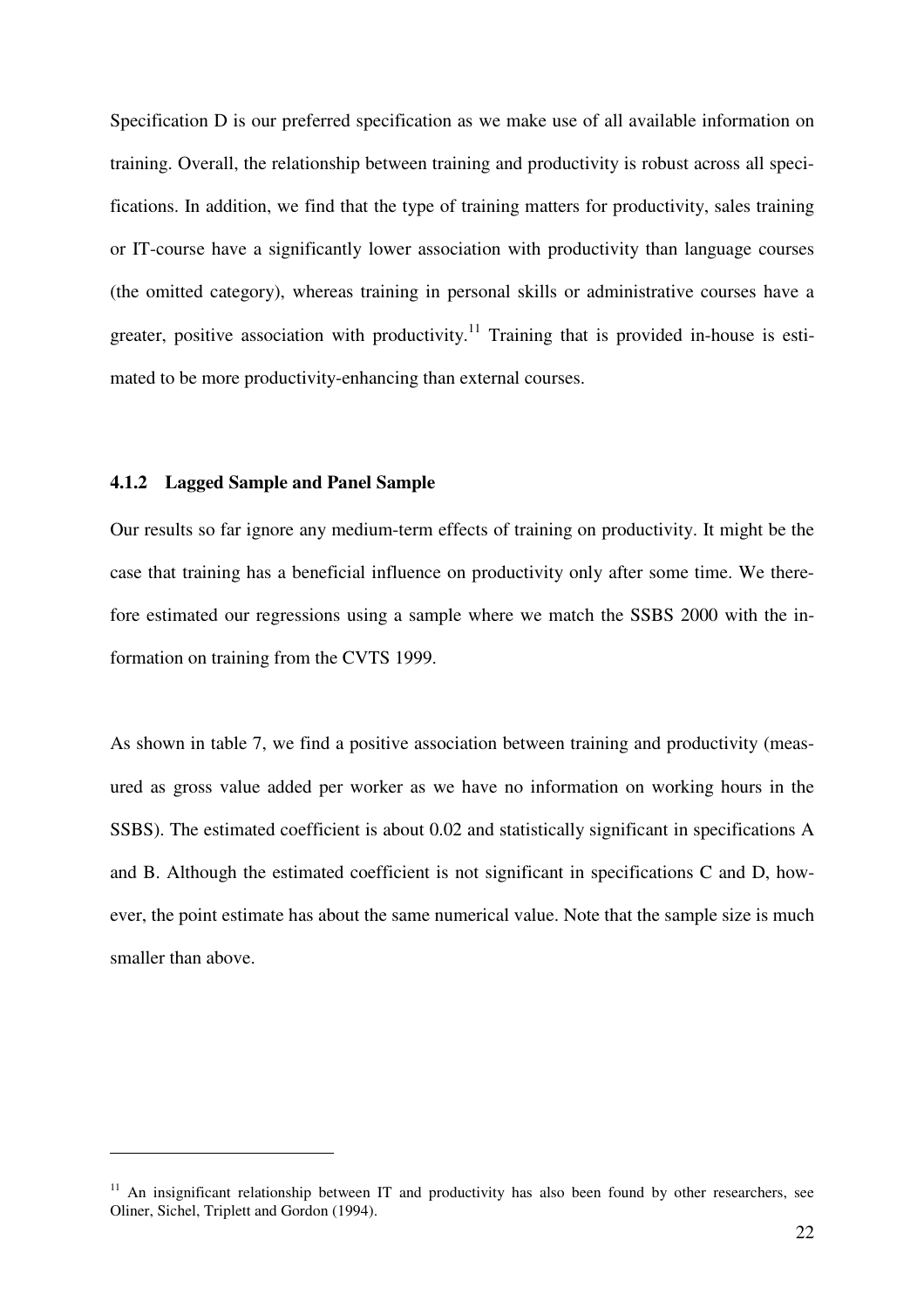Specification D is our preferred specification as we make use of all available information on training. Overall, the relationship between training and productivity is robust across all specifications. In addition, we find that the type of training matters for productivity, sales training or IT-course have a significantly lower association with productivity than language courses (the omitted category), whereas training in personal skills or administrative courses have a greater, positive association with productivity.[11] Training that is provided in-house is estimated to be more productivity-enhancing than external courses.

#### 4.1.2 Lagged Sample and Panel Sample

Our results so far ignore any medium-term effects of training on productivity. It might be the case that training has a beneficial influence on productivity only after some time. We therefore estimated our regressions using a sample where we match the SSBS 2000 with the information on training from the CVTS 1999.

As shown in table 7, we find a positive association between training and productivity (measured as gross value added per worker as we have no information on working hours in the SSBS). The estimated coefficient is about 0.02 and statistically significant in specifications A and B. Although the estimated coefficient is not significant in specifications C and D, however, the point estimate has about the same numerical value. Note that the sample size is much smaller than above.

---

[11] An insignificant relationship between IT and productivity has also been found by other researchers, see Oliner, Sichel, Triplett and Gordon (1994).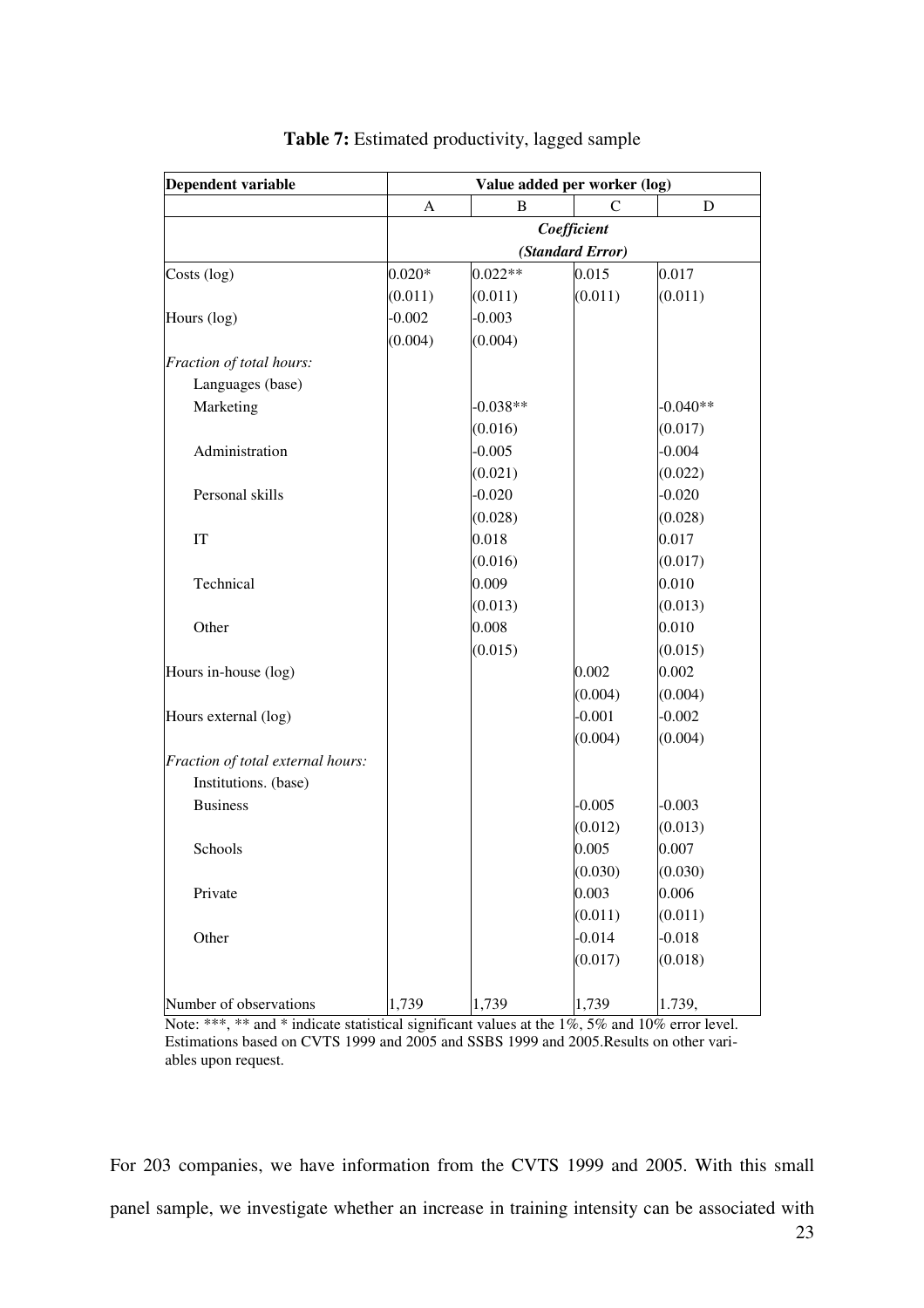**Table 7:** Estimated productivity, lagged sample

| Dependent variable | Value added per worker (log) | | | |
|---|---|---|---|---|
| | A | B | C | D |
| | *Coefficient* | | | |
| | *(Standard Error)* | | | |
| Costs (log) | 0.020* | 0.022** | 0.015 | 0.017 |
| | (0.011) | (0.011) | (0.011) | (0.011) |
| Hours (log) | -0.002 | -0.003 | | |
| | (0.004) | (0.004) | | |
| *Fraction of total hours:* | | | | |
| Languages (base) | | | | |
| Marketing | | -0.038** | | -0.040** |
| | | (0.016) | | (0.017) |
| Administration | | -0.005 | | -0.004 |
| | | (0.021) | | (0.022) |
| Personal skills | | -0.020 | | -0.020 |
| | | (0.028) | | (0.028) |
| IT | | 0.018 | | 0.017 |
| | | (0.016) | | (0.017) |
| Technical | | 0.009 | | 0.010 |
| | | (0.013) | | (0.013) |
| Other | | 0.008 | | 0.010 |
| | | (0.015) | | (0.015) |
| Hours in-house (log) | | | 0.002 | 0.002 |
| | | | (0.004) | (0.004) |
| Hours external (log) | | | -0.001 | -0.002 |
| | | | (0.004) | (0.004) |
| *Fraction of total external hours:* | | | | |
| Institutions. (base) | | | | |
| Business | | | -0.005 | -0.003 |
| | | | (0.012) | (0.013) |
| Schools | | | 0.005 | 0.007 |
| | | | (0.030) | (0.030) |
| Private | | | 0.003 | 0.006 |
| | | | (0.011) | (0.011) |
| Other | | | -0.014 | -0.018 |
| | | | (0.017) | (0.018) |
| Number of observations | 1,739 | 1,739 | 1,739 | 1.739, |

Note: ***, ** and * indicate statistical significant values at the 1%, 5% and 10% error level. Estimations based on CVTS 1999 and 2005 and SSBS 1999 and 2005.Results on other variables upon request.

For 203 companies, we have information from the CVTS 1999 and 2005. With this small panel sample, we investigate whether an increase in training intensity can be associated with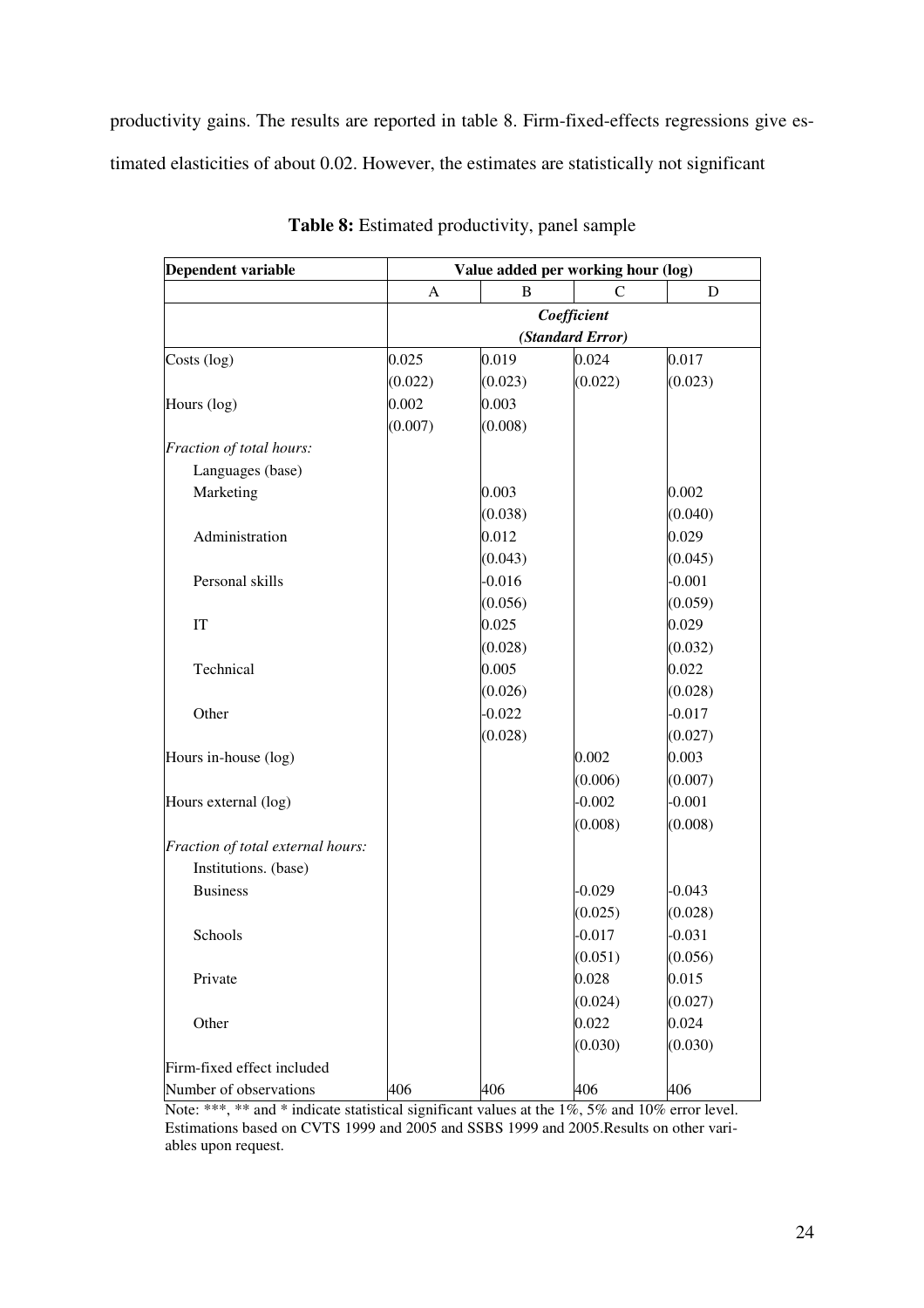productivity gains. The results are reported in table 8. Firm-fixed-effects regressions give estimated elasticities of about 0.02. However, the estimates are statistically not significant

**Table 8:** Estimated productivity, panel sample

| **Dependent variable** | **Value added per working hour (log)** | | | |
|---|---|---|---|---|
| | A | B | C | D |
| | ***Coefficient (Standard Error)*** | | | |
| Costs (log) | 0.025 | 0.019 | 0.024 | 0.017 |
| | (0.022) | (0.023) | (0.022) | (0.023) |
| Hours (log) | 0.002 | 0.003 | | |
| | (0.007) | (0.008) | | |
| *Fraction of total hours:* | | | | |
| Languages (base) | | | | |
| Marketing | | 0.003 | | 0.002 |
| | | (0.038) | | (0.040) |
| Administration | | 0.012 | | 0.029 |
| | | (0.043) | | (0.045) |
| Personal skills | | -0.016 | | -0.001 |
| | | (0.056) | | (0.059) |
| IT | | 0.025 | | 0.029 |
| | | (0.028) | | (0.032) |
| Technical | | 0.005 | | 0.022 |
| | | (0.026) | | (0.028) |
| Other | | -0.022 | | -0.017 |
| | | (0.028) | | (0.027) |
| Hours in-house (log) | | | 0.002 | 0.003 |
| | | | (0.006) | (0.007) |
| Hours external (log) | | | -0.002 | -0.001 |
| | | | (0.008) | (0.008) |
| *Fraction of total external hours:* | | | | |
| Institutions. (base) | | | | |
| Business | | | -0.029 | -0.043 |
| | | | (0.025) | (0.028) |
| Schools | | | -0.017 | -0.031 |
| | | | (0.051) | (0.056) |
| Private | | | 0.028 | 0.015 |
| | | | (0.024) | (0.027) |
| Other | | | 0.022 | 0.024 |
| | | | (0.030) | (0.030) |
| Firm-fixed effect included | | | | |
| Number of observations | 406 | 406 | 406 | 406 |

Note: ***, ** and * indicate statistical significant values at the 1%, 5% and 10% error level. Estimations based on CVTS 1999 and 2005 and SSBS 1999 and 2005.Results on other variables upon request.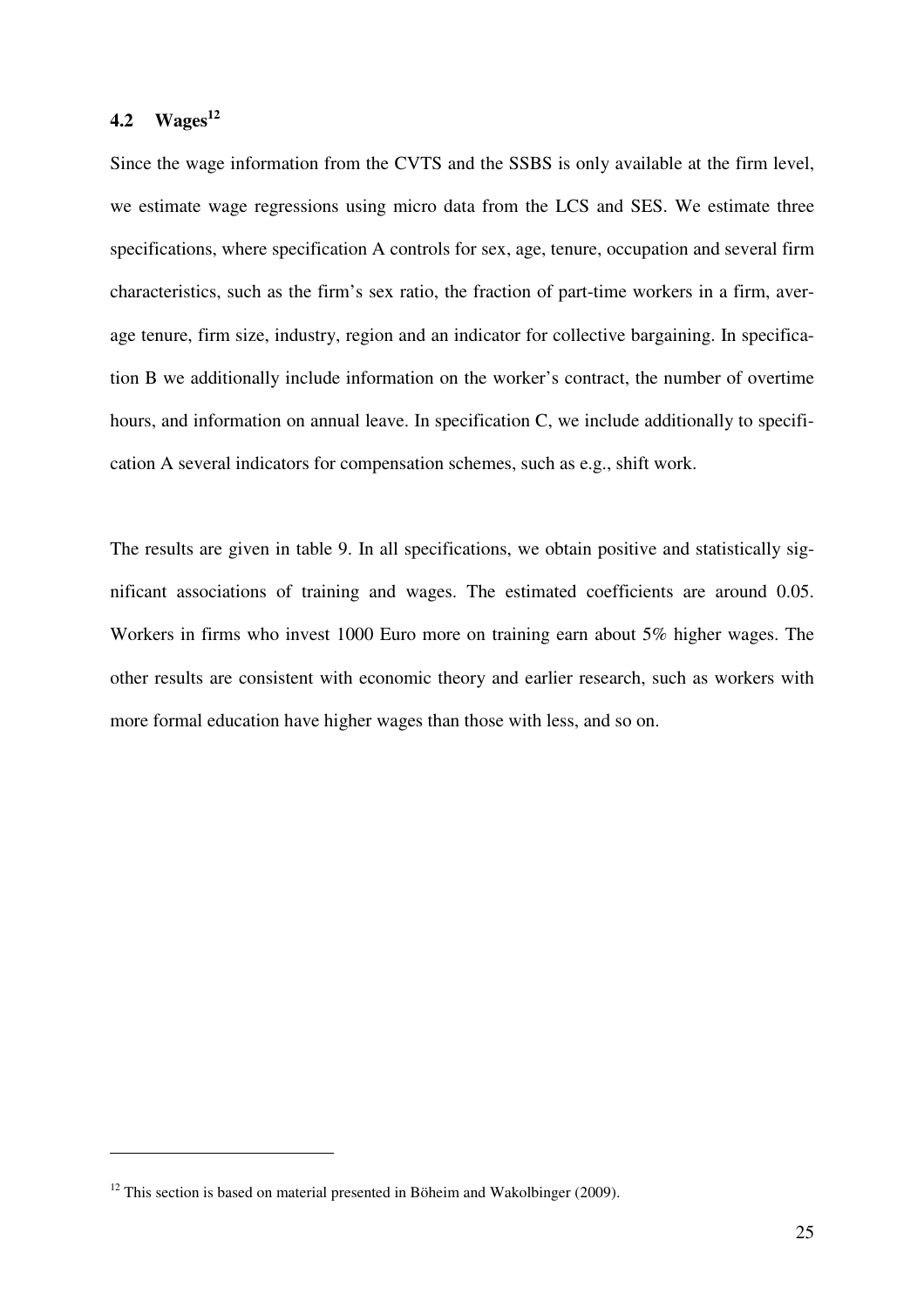### 4.2 Wages[12]

Since the wage information from the CVTS and the SSBS is only available at the firm level, we estimate wage regressions using micro data from the LCS and SES. We estimate three specifications, where specification A controls for sex, age, tenure, occupation and several firm characteristics, such as the firm's sex ratio, the fraction of part-time workers in a firm, average tenure, firm size, industry, region and an indicator for collective bargaining. In specification B we additionally include information on the worker's contract, the number of overtime hours, and information on annual leave. In specification C, we include additionally to specification A several indicators for compensation schemes, such as e.g., shift work.

The results are given in table 9. In all specifications, we obtain positive and statistically significant associations of training and wages. The estimated coefficients are around 0.05. Workers in firms who invest 1000 Euro more on training earn about 5% higher wages. The other results are consistent with economic theory and earlier research, such as workers with more formal education have higher wages than those with less, and so on.

[12] This section is based on material presented in Böheim and Wakolbinger (2009).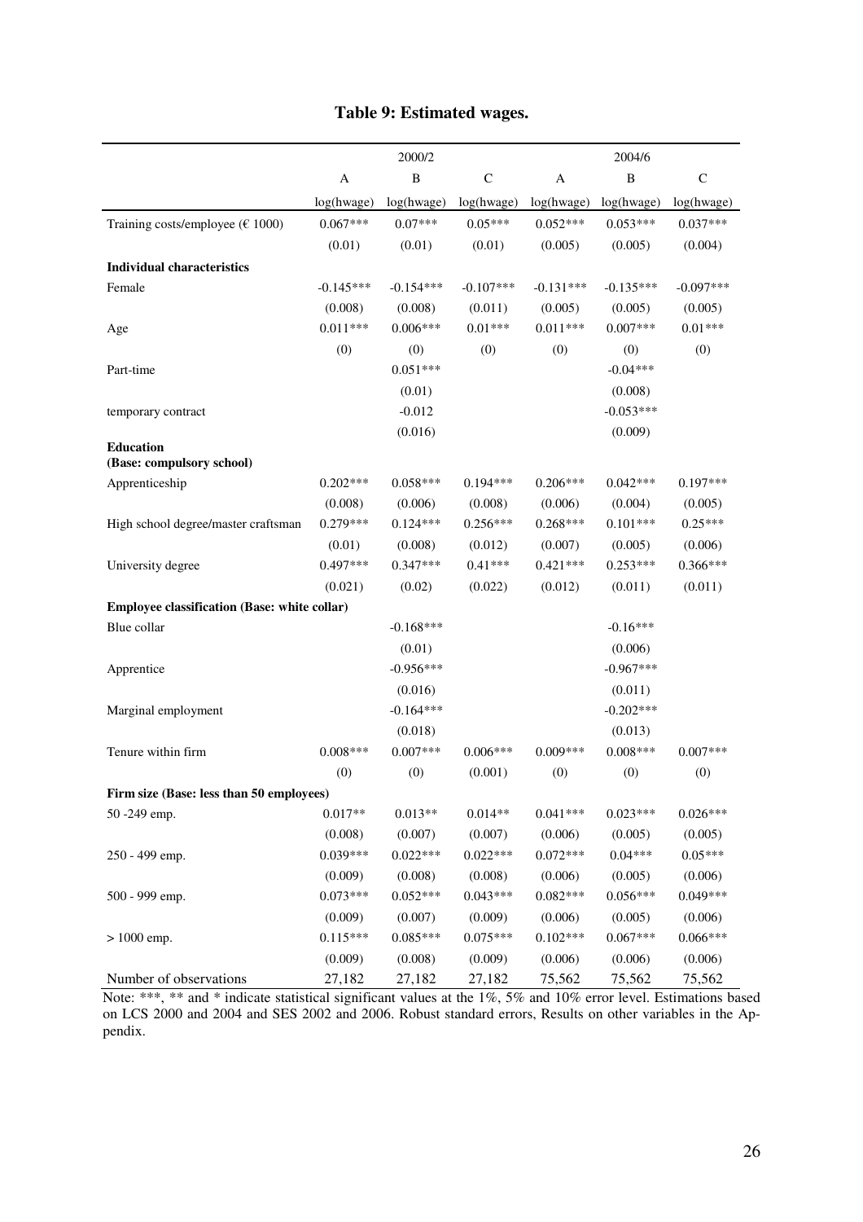**Table 9: Estimated wages.**

| | 2000/2 | | | 2004/6 | | |
|---|---|---|---|---|---|---|
| | A | B | C | A | B | C |
| | log(hwage) | log(hwage) | log(hwage) | log(hwage) | log(hwage) | log(hwage) |
| Training costs/employee (€ 1000) | 0.067*** | 0.07*** | 0.05*** | 0.052*** | 0.053*** | 0.037*** |
| | (0.01) | (0.01) | (0.01) | (0.005) | (0.005) | (0.004) |
| **Individual characteristics** | | | | | | |
| Female | -0.145*** | -0.154*** | -0.107*** | -0.131*** | -0.135*** | -0.097*** |
| | (0.008) | (0.008) | (0.011) | (0.005) | (0.005) | (0.005) |
| Age | 0.011*** | 0.006*** | 0.01*** | 0.011*** | 0.007*** | 0.01*** |
| | (0) | (0) | (0) | (0) | (0) | (0) |
| Part-time | | 0.051*** | | | -0.04*** | |
| | | (0.01) | | | (0.008) | |
| temporary contract | | -0.012 | | | -0.053*** | |
| | | (0.016) | | | (0.009) | |
| **Education (Base: compulsory school)** | | | | | | |
| Apprenticeship | 0.202*** | 0.058*** | 0.194*** | 0.206*** | 0.042*** | 0.197*** |
| | (0.008) | (0.006) | (0.008) | (0.006) | (0.004) | (0.005) |
| High school degree/master craftsman | 0.279*** | 0.124*** | 0.256*** | 0.268*** | 0.101*** | 0.25*** |
| | (0.01) | (0.008) | (0.012) | (0.007) | (0.005) | (0.006) |
| University degree | 0.497*** | 0.347*** | 0.41*** | 0.421*** | 0.253*** | 0.366*** |
| | (0.021) | (0.02) | (0.022) | (0.012) | (0.011) | (0.011) |
| **Employee classification (Base: white collar)** | | | | | | |
| Blue collar | | -0.168*** | | | -0.16*** | |
| | | (0.01) | | | (0.006) | |
| Apprentice | | -0.956*** | | | -0.967*** | |
| | | (0.016) | | | (0.011) | |
| Marginal employment | | -0.164*** | | | -0.202*** | |
| | | (0.018) | | | (0.013) | |
| Tenure within firm | 0.008*** | 0.007*** | 0.006*** | 0.009*** | 0.008*** | 0.007*** |
| | (0) | (0) | (0.001) | (0) | (0) | (0) |
| **Firm size (Base: less than 50 employees)** | | | | | | |
| 50 -249 emp. | 0.017** | 0.013** | 0.014** | 0.041*** | 0.023*** | 0.026*** |
| | (0.008) | (0.007) | (0.007) | (0.006) | (0.005) | (0.005) |
| 250 - 499 emp. | 0.039*** | 0.022*** | 0.022*** | 0.072*** | 0.04*** | 0.05*** |
| | (0.009) | (0.008) | (0.008) | (0.006) | (0.005) | (0.006) |
| 500 - 999 emp. | 0.073*** | 0.052*** | 0.043*** | 0.082*** | 0.056*** | 0.049*** |
| | (0.009) | (0.007) | (0.009) | (0.006) | (0.005) | (0.006) |
| > 1000 emp. | 0.115*** | 0.085*** | 0.075*** | 0.102*** | 0.067*** | 0.066*** |
| | (0.009) | (0.008) | (0.009) | (0.006) | (0.006) | (0.006) |
| Number of observations | 27,182 | 27,182 | 27,182 | 75,562 | 75,562 | 75,562 |

Note: ***, ** and * indicate statistical significant values at the 1%, 5% and 10% error level. Estimations based on LCS 2000 and 2004 and SES 2002 and 2006. Robust standard errors, Results on other variables in the Appendix.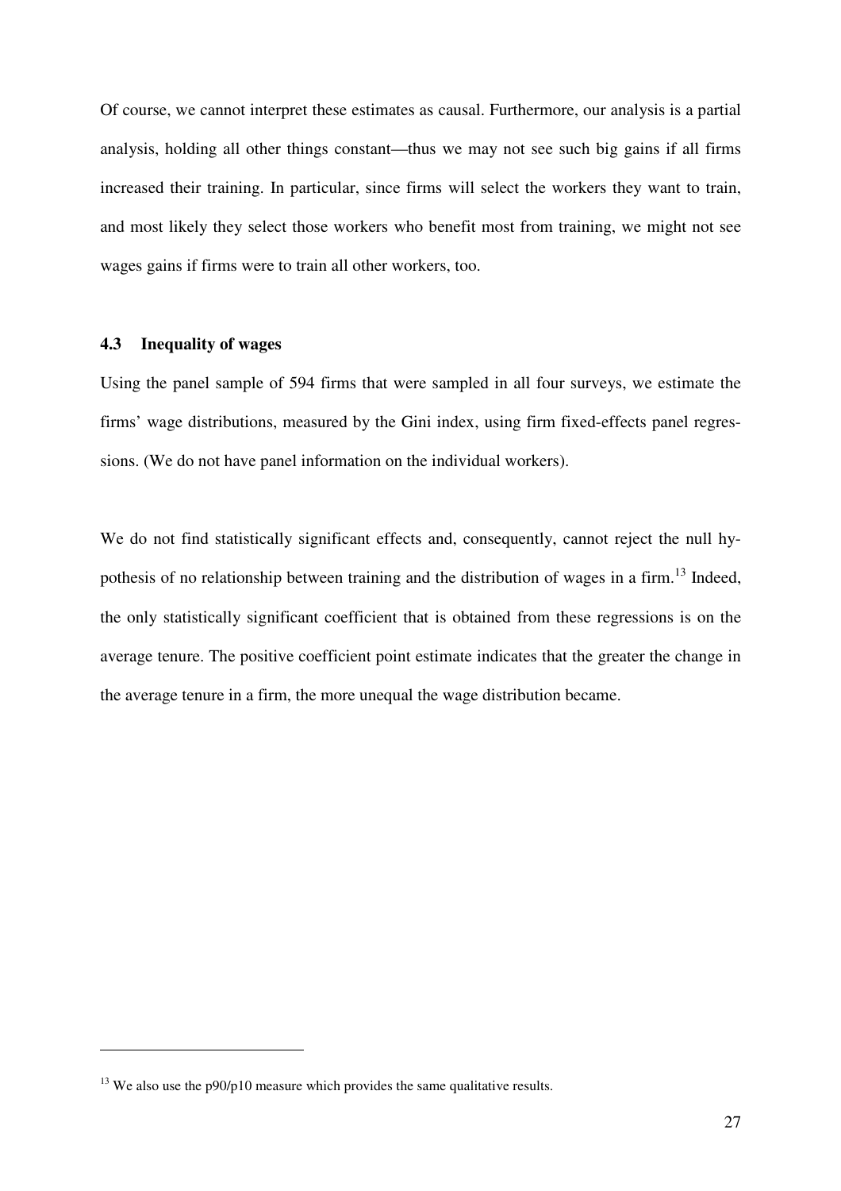Of course, we cannot interpret these estimates as causal. Furthermore, our analysis is a partial analysis, holding all other things constant—thus we may not see such big gains if all firms increased their training. In particular, since firms will select the workers they want to train, and most likely they select those workers who benefit most from training, we might not see wages gains if firms were to train all other workers, too.

### 4.3 Inequality of wages

Using the panel sample of 594 firms that were sampled in all four surveys, we estimate the firms' wage distributions, measured by the Gini index, using firm fixed-effects panel regressions. (We do not have panel information on the individual workers).

We do not find statistically significant effects and, consequently, cannot reject the null hypothesis of no relationship between training and the distribution of wages in a firm.[13] Indeed, the only statistically significant coefficient that is obtained from these regressions is on the average tenure. The positive coefficient point estimate indicates that the greater the change in the average tenure in a firm, the more unequal the wage distribution became.

---

[13] We also use the p90/p10 measure which provides the same qualitative results.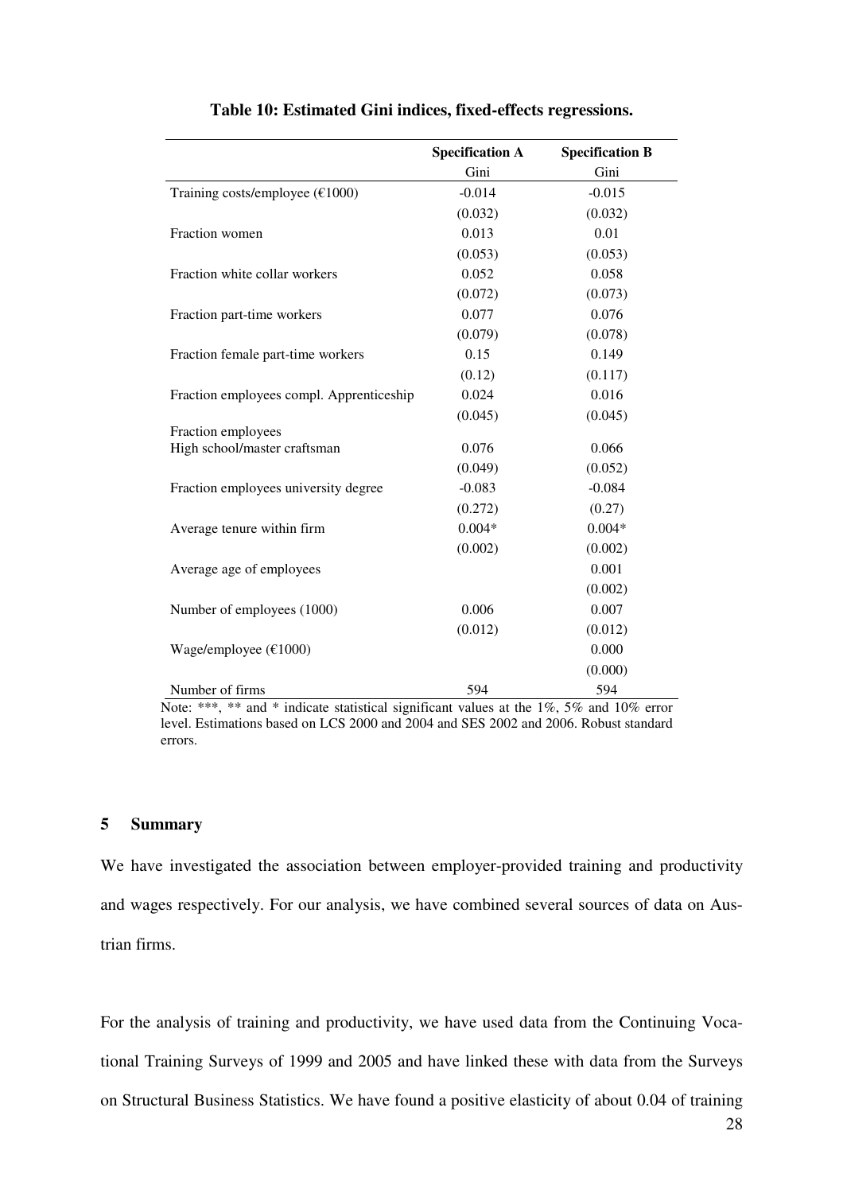**Table 10: Estimated Gini indices, fixed-effects regressions.**

| | Specification A | Specification B |
|---|---|---|
| | Gini | Gini |
| Training costs/employee (€1000) | -0.014 | -0.015 |
| | (0.032) | (0.032) |
| Fraction women | 0.013 | 0.01 |
| | (0.053) | (0.053) |
| Fraction white collar workers | 0.052 | 0.058 |
| | (0.072) | (0.073) |
| Fraction part-time workers | 0.077 | 0.076 |
| | (0.079) | (0.078) |
| Fraction female part-time workers | 0.15 | 0.149 |
| | (0.12) | (0.117) |
| Fraction employees compl. Apprenticeship | 0.024 | 0.016 |
| | (0.045) | (0.045) |
| Fraction employees High school/master craftsman | 0.076 | 0.066 |
| | (0.049) | (0.052) |
| Fraction employees university degree | -0.083 | -0.084 |
| | (0.272) | (0.27) |
| Average tenure within firm | 0.004* | 0.004* |
| | (0.002) | (0.002) |
| Average age of employees | | 0.001 |
| | | (0.002) |
| Number of employees (1000) | 0.006 | 0.007 |
| | (0.012) | (0.012) |
| Wage/employee (€1000) | | 0.000 |
| | | (0.000) |
| Number of firms | 594 | 594 |

Note: ***, ** and * indicate statistical significant values at the 1%, 5% and 10% error level. Estimations based on LCS 2000 and 2004 and SES 2002 and 2006. Robust standard errors.

## 5 Summary

We have investigated the association between employer-provided training and productivity and wages respectively. For our analysis, we have combined several sources of data on Austrian firms.

For the analysis of training and productivity, we have used data from the Continuing Vocational Training Surveys of 1999 and 2005 and have linked these with data from the Surveys on Structural Business Statistics. We have found a positive elasticity of about 0.04 of training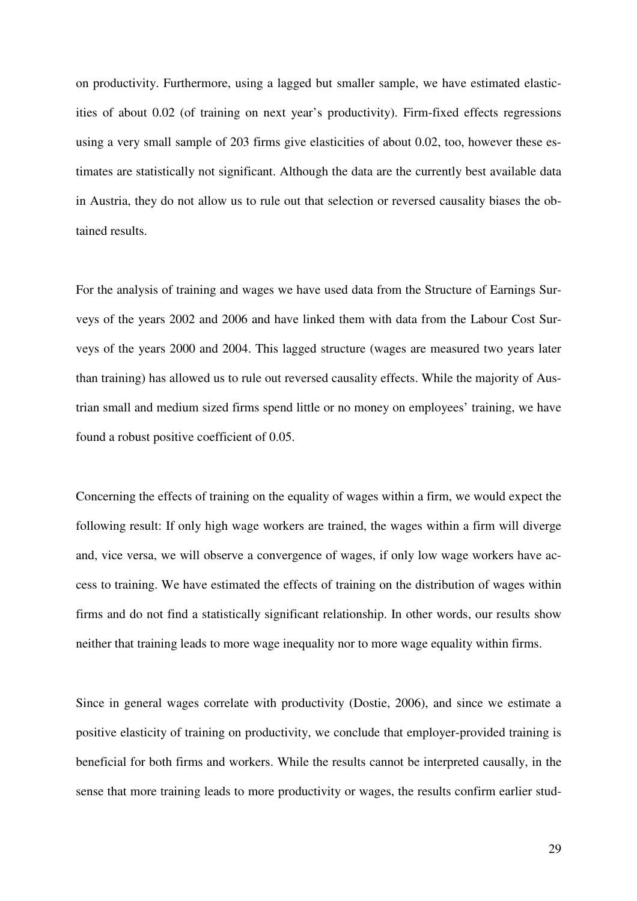on productivity. Furthermore, using a lagged but smaller sample, we have estimated elasticities of about 0.02 (of training on next year's productivity). Firm-fixed effects regressions using a very small sample of 203 firms give elasticities of about 0.02, too, however these estimates are statistically not significant. Although the data are the currently best available data in Austria, they do not allow us to rule out that selection or reversed causality biases the obtained results.

For the analysis of training and wages we have used data from the Structure of Earnings Surveys of the years 2002 and 2006 and have linked them with data from the Labour Cost Surveys of the years 2000 and 2004. This lagged structure (wages are measured two years later than training) has allowed us to rule out reversed causality effects. While the majority of Austrian small and medium sized firms spend little or no money on employees' training, we have found a robust positive coefficient of 0.05.

Concerning the effects of training on the equality of wages within a firm, we would expect the following result: If only high wage workers are trained, the wages within a firm will diverge and, vice versa, we will observe a convergence of wages, if only low wage workers have access to training. We have estimated the effects of training on the distribution of wages within firms and do not find a statistically significant relationship. In other words, our results show neither that training leads to more wage inequality nor to more wage equality within firms.

Since in general wages correlate with productivity (Dostie, 2006), and since we estimate a positive elasticity of training on productivity, we conclude that employer-provided training is beneficial for both firms and workers. While the results cannot be interpreted causally, in the sense that more training leads to more productivity or wages, the results confirm earlier stud-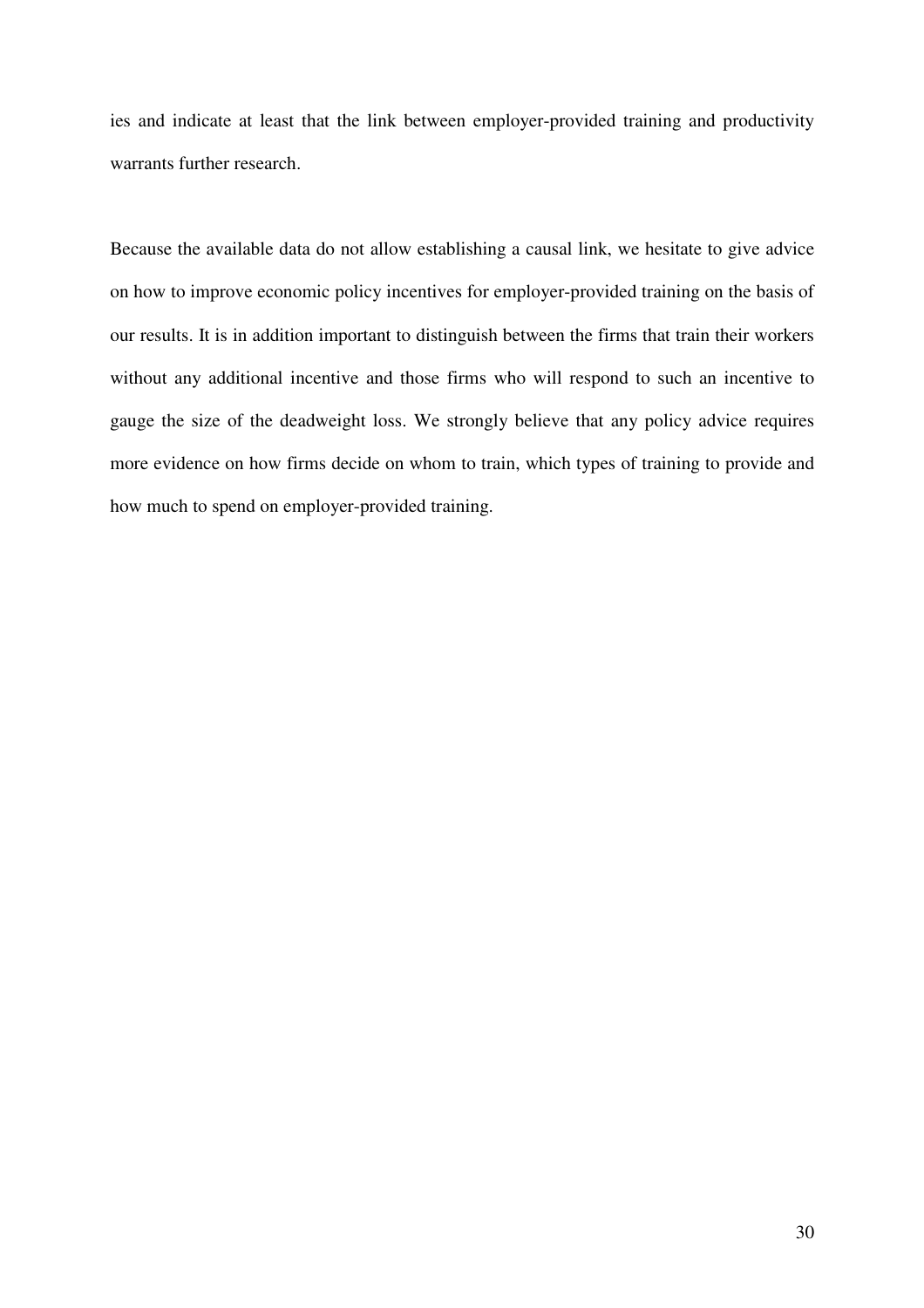ies and indicate at least that the link between employer-provided training and productivity warrants further research.

Because the available data do not allow establishing a causal link, we hesitate to give advice on how to improve economic policy incentives for employer-provided training on the basis of our results. It is in addition important to distinguish between the firms that train their workers without any additional incentive and those firms who will respond to such an incentive to gauge the size of the deadweight loss. We strongly believe that any policy advice requires more evidence on how firms decide on whom to train, which types of training to provide and how much to spend on employer-provided training.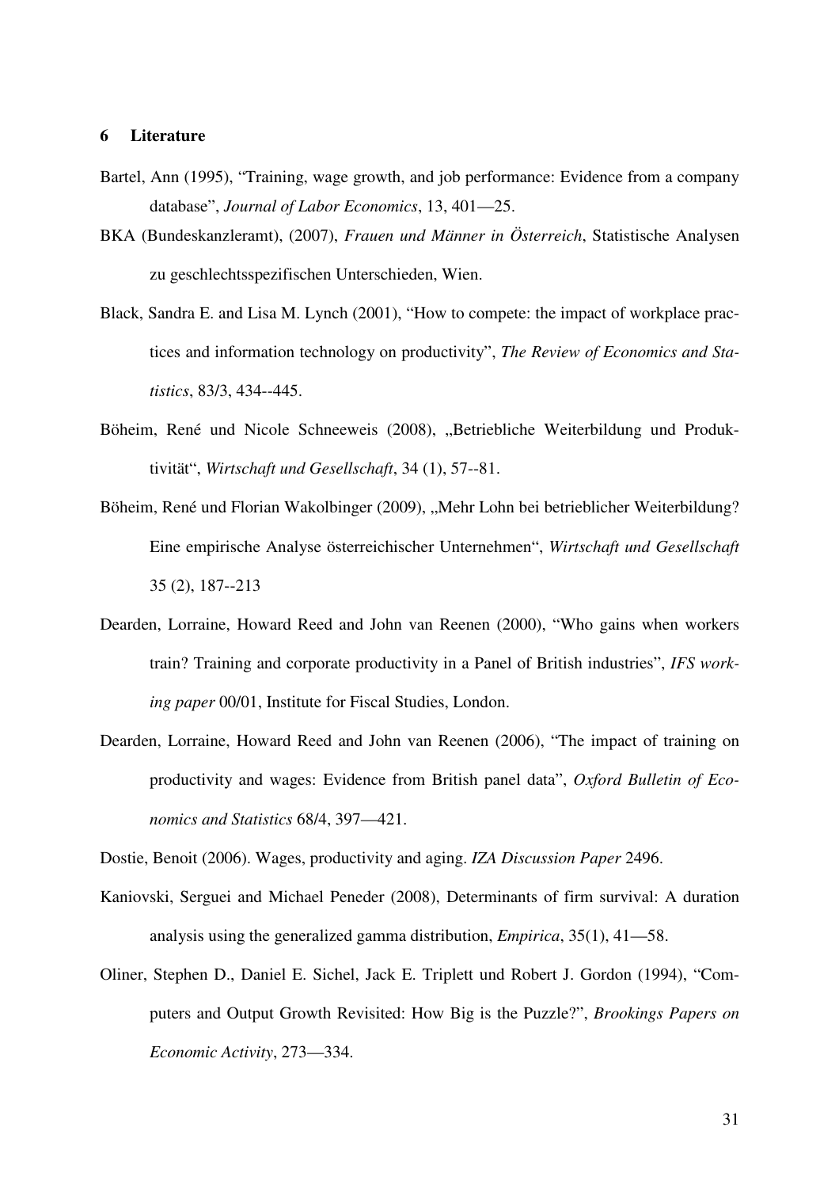## 6 Literature

Bartel, Ann (1995), "Training, wage growth, and job performance: Evidence from a company database", *Journal of Labor Economics*, 13, 401—25.

BKA (Bundeskanzleramt), (2007), *Frauen und Männer in Österreich*, Statistische Analysen zu geschlechtsspezifischen Unterschieden, Wien.

Black, Sandra E. and Lisa M. Lynch (2001), "How to compete: the impact of workplace practices and information technology on productivity", *The Review of Economics and Statistics*, 83/3, 434--445.

Böheim, René und Nicole Schneeweis (2008), „Betriebliche Weiterbildung und Produktivität", *Wirtschaft und Gesellschaft*, 34 (1), 57--81.

Böheim, René und Florian Wakolbinger (2009), „Mehr Lohn bei betrieblicher Weiterbildung? Eine empirische Analyse österreichischer Unternehmen", *Wirtschaft und Gesellschaft* 35 (2), 187--213

Dearden, Lorraine, Howard Reed and John van Reenen (2000), "Who gains when workers train? Training and corporate productivity in a Panel of British industries", *IFS working paper* 00/01, Institute for Fiscal Studies, London.

Dearden, Lorraine, Howard Reed and John van Reenen (2006), "The impact of training on productivity and wages: Evidence from British panel data", *Oxford Bulletin of Economics and Statistics* 68/4, 397—421.

Dostie, Benoit (2006). Wages, productivity and aging. *IZA Discussion Paper* 2496.

Kaniovski, Serguei and Michael Peneder (2008), Determinants of firm survival: A duration analysis using the generalized gamma distribution, *Empirica*, 35(1), 41—58.

Oliner, Stephen D., Daniel E. Sichel, Jack E. Triplett und Robert J. Gordon (1994), "Computers and Output Growth Revisited: How Big is the Puzzle?", *Brookings Papers on Economic Activity*, 273—334.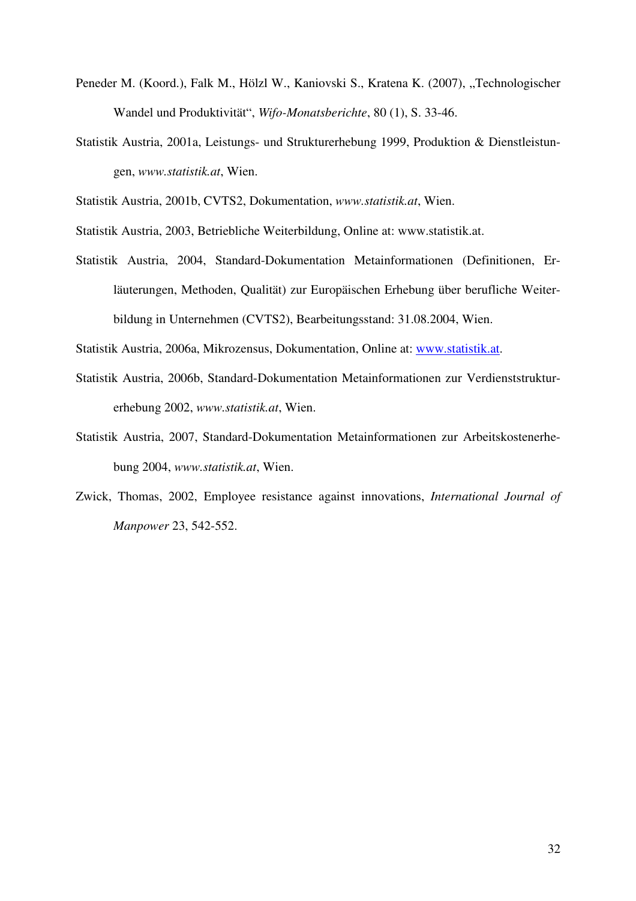Peneder M. (Koord.), Falk M., Hölzl W., Kaniovski S., Kratena K. (2007), „Technologischer Wandel und Produktivität“, *Wifo-Monatsberichte*, 80 (1), S. 33-46.

Statistik Austria, 2001a, Leistungs- und Strukturerhebung 1999, Produktion & Dienstleistungen, *www.statistik.at*, Wien.

Statistik Austria, 2001b, CVTS2, Dokumentation, *www.statistik.at*, Wien.

Statistik Austria, 2003, Betriebliche Weiterbildung, Online at: www.statistik.at.

Statistik Austria, 2004, Standard-Dokumentation Metainformationen (Definitionen, Erläuterungen, Methoden, Qualität) zur Europäischen Erhebung über berufliche Weiterbildung in Unternehmen (CVTS2), Bearbeitungsstand: 31.08.2004, Wien.

Statistik Austria, 2006a, Mikrozensus, Dokumentation, Online at: www.statistik.at.

Statistik Austria, 2006b, Standard-Dokumentation Metainformationen zur Verdienststrukturerhebung 2002, *www.statistik.at*, Wien.

Statistik Austria, 2007, Standard-Dokumentation Metainformationen zur Arbeitskostenerhebung 2004, *www.statistik.at*, Wien.

Zwick, Thomas, 2002, Employee resistance against innovations, *International Journal of Manpower* 23, 542-552.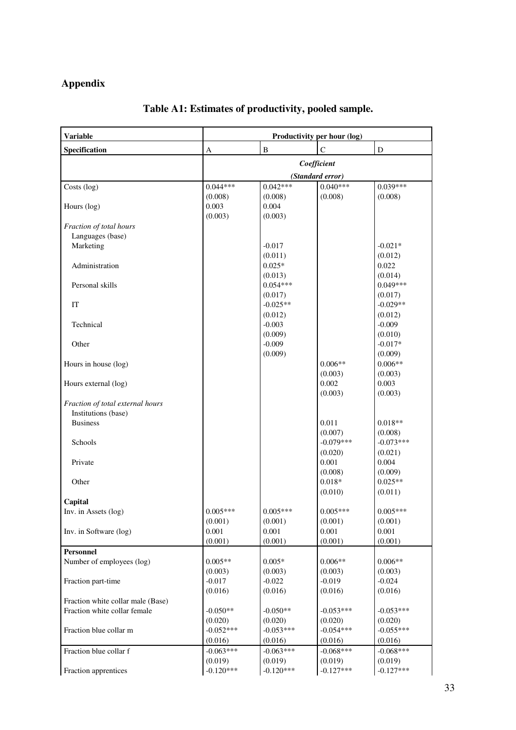## Appendix

### Table A1: Estimates of productivity, pooled sample.

| Variable | Productivity per hour (log) | | | |
|---|---|---|---|---|
| **Specification** | A | B | C | D |
| | ***Coefficient*** ***(Standard error)*** | | | |
| Costs (log) | 0.044*** | 0.042*** | 0.040*** | 0.039*** |
| | (0.008) | (0.008) | (0.008) | (0.008) |
| Hours (log) | 0.003 | 0.004 | | |
| | (0.003) | (0.003) | | |
| *Fraction of total hours* | | | | |
| Languages (base) | | | | |
| Marketing | | -0.017 | | -0.021* |
| | | (0.011) | | (0.012) |
| Administration | | 0.025* | | 0.022 |
| | | (0.013) | | (0.014) |
| Personal skills | | 0.054*** | | 0.049*** |
| | | (0.017) | | (0.017) |
| IT | | -0.025** | | -0.029** |
| | | (0.012) | | (0.012) |
| Technical | | -0.003 | | -0.009 |
| | | (0.009) | | (0.010) |
| Other | | -0.009 | | -0.017* |
| | | (0.009) | | (0.009) |
| Hours in house (log) | | | 0.006** | 0.006** |
| | | | (0.003) | (0.003) |
| Hours external (log) | | | 0.002 | 0.003 |
| | | | (0.003) | (0.003) |
| *Fraction of total external hours* | | | | |
| Institutions (base) | | | | |
| Business | | | 0.011 | 0.018** |
| | | | (0.007) | (0.008) |
| Schools | | | -0.079*** | -0.073*** |
| | | | (0.020) | (0.021) |
| Private | | | 0.001 | 0.004 |
| | | | (0.008) | (0.009) |
| Other | | | 0.018* | 0.025** |
| | | | (0.010) | (0.011) |
| **Capital** | | | | |
| Inv. in Assets (log) | 0.005*** | 0.005*** | 0.005*** | 0.005*** |
| | (0.001) | (0.001) | (0.001) | (0.001) |
| Inv. in Software (log) | 0.001 | 0.001 | 0.001 | 0.001 |
| | (0.001) | (0.001) | (0.001) | (0.001) |
| **Personnel** | | | | |
| Number of employees (log) | 0.005** | 0.005* | 0.006** | 0.006** |
| | (0.003) | (0.003) | (0.003) | (0.003) |
| Fraction part-time | -0.017 | -0.022 | -0.019 | -0.024 |
| | (0.016) | (0.016) | (0.016) | (0.016) |
| Fraction white collar male (Base) | | | | |
| Fraction white collar female | -0.050** | -0.050** | -0.053*** | -0.053*** |
| | (0.020) | (0.020) | (0.020) | (0.020) |
| Fraction blue collar m | -0.052*** | -0.053*** | -0.054*** | -0.055*** |
| | (0.016) | (0.016) | (0.016) | (0.016) |
| Fraction blue collar f | -0.063*** | -0.063*** | -0.068*** | -0.068*** |
| | (0.019) | (0.019) | (0.019) | (0.019) |
| Fraction apprentices | -0.120*** | -0.120*** | -0.127*** | -0.127*** |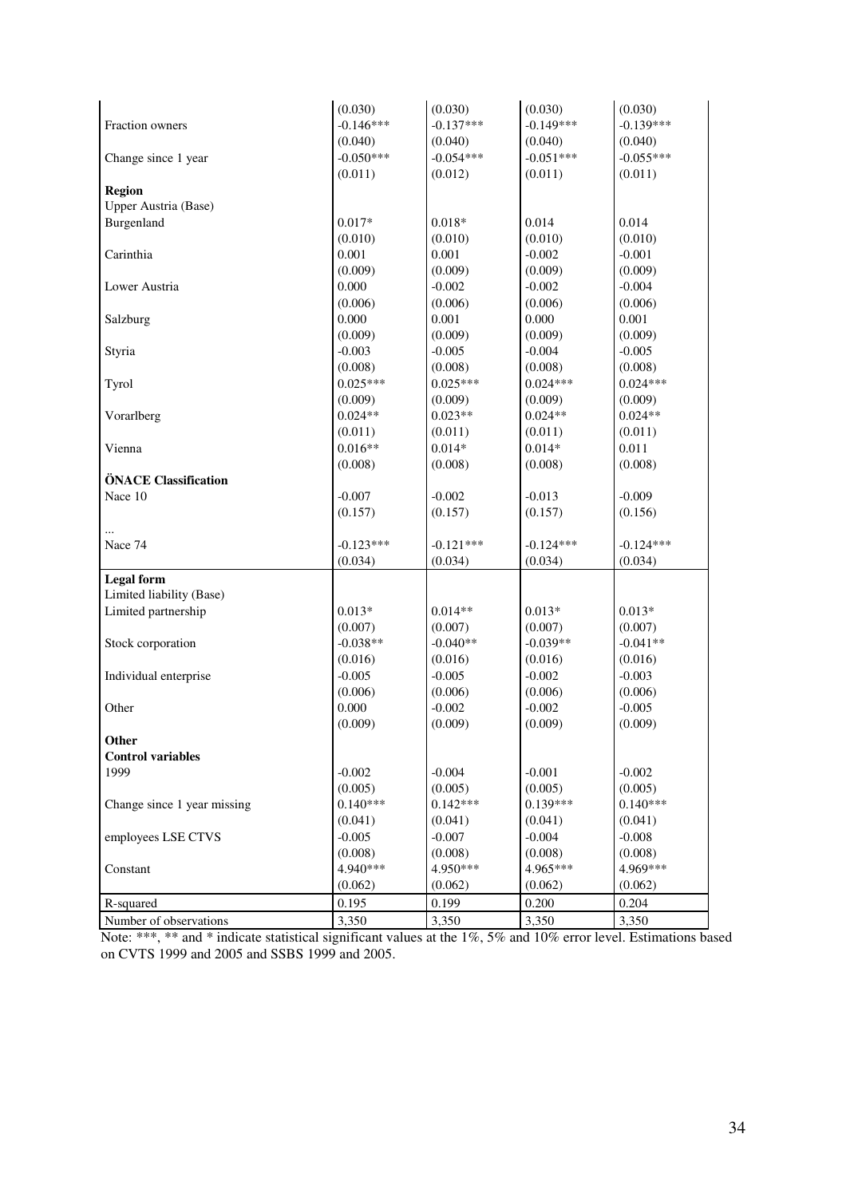| | | | | |
|---|---|---|---|---|
| | (0.030) | (0.030) | (0.030) | (0.030) |
| Fraction owners | -0.146*** | -0.137*** | -0.149*** | -0.139*** |
| | (0.040) | (0.040) | (0.040) | (0.040) |
| Change since 1 year | -0.050*** | -0.054*** | -0.051*** | -0.055*** |
| | (0.011) | (0.012) | (0.011) | (0.011) |
| **Region** | | | | |
| Upper Austria (Base) | | | | |
| Burgenland | 0.017* | 0.018* | 0.014 | 0.014 |
| | (0.010) | (0.010) | (0.010) | (0.010) |
| Carinthia | 0.001 | 0.001 | -0.002 | -0.001 |
| | (0.009) | (0.009) | (0.009) | (0.009) |
| Lower Austria | 0.000 | -0.002 | -0.002 | -0.004 |
| | (0.006) | (0.006) | (0.006) | (0.006) |
| Salzburg | 0.000 | 0.001 | 0.000 | 0.001 |
| | (0.009) | (0.009) | (0.009) | (0.009) |
| Styria | -0.003 | -0.005 | -0.004 | -0.005 |
| | (0.008) | (0.008) | (0.008) | (0.008) |
| Tyrol | 0.025*** | 0.025*** | 0.024*** | 0.024*** |
| | (0.009) | (0.009) | (0.009) | (0.009) |
| Vorarlberg | 0.024** | 0.023** | 0.024** | 0.024** |
| | (0.011) | (0.011) | (0.011) | (0.011) |
| Vienna | 0.016** | 0.014* | 0.014* | 0.011 |
| | (0.008) | (0.008) | (0.008) | (0.008) |
| **ÖNACE Classification** | | | | |
| Nace 10 | -0.007 | -0.002 | -0.013 | -0.009 |
| | (0.157) | (0.157) | (0.157) | (0.156) |
| ... | | | | |
| Nace 74 | -0.123*** | -0.121*** | -0.124*** | -0.124*** |
| | (0.034) | (0.034) | (0.034) | (0.034) |
| **Legal form** | | | | |
| Limited liability (Base) | | | | |
| Limited partnership | 0.013* | 0.014** | 0.013* | 0.013* |
| | (0.007) | (0.007) | (0.007) | (0.007) |
| Stock corporation | -0.038** | -0.040** | -0.039** | -0.041** |
| | (0.016) | (0.016) | (0.016) | (0.016) |
| Individual enterprise | -0.005 | -0.005 | -0.002 | -0.003 |
| | (0.006) | (0.006) | (0.006) | (0.006) |
| Other | 0.000 | -0.002 | -0.002 | -0.005 |
| | (0.009) | (0.009) | (0.009) | (0.009) |
| **Other** | | | | |
| **Control variables** | | | | |
| 1999 | -0.002 | -0.004 | -0.001 | -0.002 |
| | (0.005) | (0.005) | (0.005) | (0.005) |
| Change since 1 year missing | 0.140*** | 0.142*** | 0.139*** | 0.140*** |
| | (0.041) | (0.041) | (0.041) | (0.041) |
| employees LSE CTVS | -0.005 | -0.007 | -0.004 | -0.008 |
| | (0.008) | (0.008) | (0.008) | (0.008) |
| Constant | 4.940*** | 4.950*** | 4.965*** | 4.969*** |
| | (0.062) | (0.062) | (0.062) | (0.062) |
| R-squared | 0.195 | 0.199 | 0.200 | 0.204 |
| Number of observations | 3,350 | 3,350 | 3,350 | 3,350 |

Note: ***, ** and * indicate statistical significant values at the 1%, 5% and 10% error level. Estimations based on CVTS 1999 and 2005 and SSBS 1999 and 2005.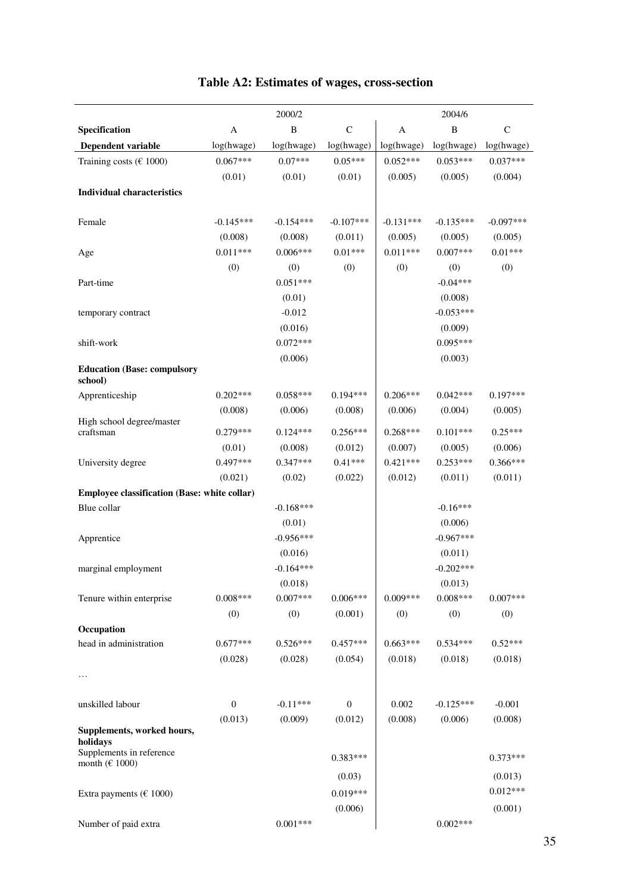# Table A2: Estimates of wages, cross-section

| | 2000/2 | | | 2004/6 | | |
|---|---|---|---|---|---|---|
| **Specification** | A | B | C | A | B | C |
| **Dependent variable** | log(hwage) | log(hwage) | log(hwage) | log(hwage) | log(hwage) | log(hwage) |
| Training costs (€ 1000) | 0.067*** | 0.07*** | 0.05*** | 0.052*** | 0.053*** | 0.037*** |
| | (0.01) | (0.01) | (0.01) | (0.005) | (0.005) | (0.004) |
| **Individual characteristics** | | | | | | |
| Female | -0.145*** | -0.154*** | -0.107*** | -0.131*** | -0.135*** | -0.097*** |
| | (0.008) | (0.008) | (0.011) | (0.005) | (0.005) | (0.005) |
| Age | 0.011*** | 0.006*** | 0.01*** | 0.011*** | 0.007*** | 0.01*** |
| | (0) | (0) | (0) | (0) | (0) | (0) |
| Part-time | | 0.051*** | | | -0.04*** | |
| | | (0.01) | | | (0.008) | |
| temporary contract | | -0.012 | | | -0.053*** | |
| | | (0.016) | | | (0.009) | |
| shift-work | | 0.072*** | | | 0.095*** | |
| | | (0.006) | | | (0.003) | |
| **Education (Base: compulsory school)** | | | | | | |
| Apprenticeship | 0.202*** | 0.058*** | 0.194*** | 0.206*** | 0.042*** | 0.197*** |
| | (0.008) | (0.006) | (0.008) | (0.006) | (0.004) | (0.005) |
| High school degree/master craftsman | 0.279*** | 0.124*** | 0.256*** | 0.268*** | 0.101*** | 0.25*** |
| | (0.01) | (0.008) | (0.012) | (0.007) | (0.005) | (0.006) |
| University degree | 0.497*** | 0.347*** | 0.41*** | 0.421*** | 0.253*** | 0.366*** |
| | (0.021) | (0.02) | (0.022) | (0.012) | (0.011) | (0.011) |
| **Employee classification (Base: white collar)** | | | | | | |
| Blue collar | | -0.168*** | | | -0.16*** | |
| | | (0.01) | | | (0.006) | |
| Apprentice | | -0.956*** | | | -0.967*** | |
| | | (0.016) | | | (0.011) | |
| marginal employment | | -0.164*** | | | -0.202*** | |
| | | (0.018) | | | (0.013) | |
| Tenure within enterprise | 0.008*** | 0.007*** | 0.006*** | 0.009*** | 0.008*** | 0.007*** |
| | (0) | (0) | (0.001) | (0) | (0) | (0) |
| **Occupation** | | | | | | |
| head in administration | 0.677*** | 0.526*** | 0.457*** | 0.663*** | 0.534*** | 0.52*** |
| | (0.028) | (0.028) | (0.054) | (0.018) | (0.018) | (0.018) |
| … | | | | | | |
| unskilled labour | 0 | -0.11*** | 0 | 0.002 | -0.125*** | -0.001 |
| | (0.013) | (0.009) | (0.012) | (0.008) | (0.006) | (0.008) |
| **Supplements, worked hours, holidays** | | | | | | |
| Supplements in reference month (€ 1000) | | | 0.383*** | | | 0.373*** |
| | | | (0.03) | | | (0.013) |
| Extra payments (€ 1000) | | | 0.019*** | | | 0.012*** |
| | | | (0.006) | | | (0.001) |
| Number of paid extra | | 0.001*** | | | 0.002*** | |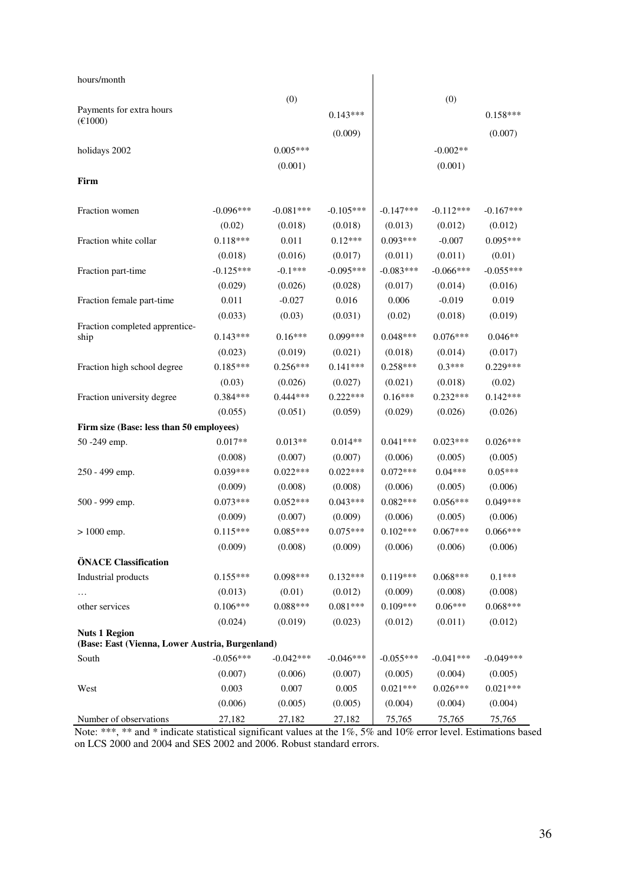| | | | | | | |
|---|---|---|---|---|---|---|
| hours/month | | | | | | |
| | | (0) | | | (0) | |
| Payments for extra hours (€1000) | | | 0.143*** | | | 0.158*** |
| | | | (0.009) | | | (0.007) |
| holidays 2002 | | 0.005*** | | | -0.002** | |
| | | (0.001) | | | (0.001) | |
| **Firm** | | | | | | |
| Fraction women | -0.096*** | -0.081*** | -0.105*** | -0.147*** | -0.112*** | -0.167*** |
| | (0.02) | (0.018) | (0.018) | (0.013) | (0.012) | (0.012) |
| Fraction white collar | 0.118*** | 0.011 | 0.12*** | 0.093*** | -0.007 | 0.095*** |
| | (0.018) | (0.016) | (0.017) | (0.011) | (0.011) | (0.01) |
| Fraction part-time | -0.125*** | -0.1*** | -0.095*** | -0.083*** | -0.066*** | -0.055*** |
| | (0.029) | (0.026) | (0.028) | (0.017) | (0.014) | (0.016) |
| Fraction female part-time | 0.011 | -0.027 | 0.016 | 0.006 | -0.019 | 0.019 |
| | (0.033) | (0.03) | (0.031) | (0.02) | (0.018) | (0.019) |
| Fraction completed apprenticeship | 0.143*** | 0.16*** | 0.099*** | 0.048*** | 0.076*** | 0.046** |
| | (0.023) | (0.019) | (0.021) | (0.018) | (0.014) | (0.017) |
| Fraction high school degree | 0.185*** | 0.256*** | 0.141*** | 0.258*** | 0.3*** | 0.229*** |
| | (0.03) | (0.026) | (0.027) | (0.021) | (0.018) | (0.02) |
| Fraction university degree | 0.384*** | 0.444*** | 0.222*** | 0.16*** | 0.232*** | 0.142*** |
| | (0.055) | (0.051) | (0.059) | (0.029) | (0.026) | (0.026) |
| **Firm size (Base: less than 50 employees)** | | | | | | |
| 50 -249 emp. | 0.017** | 0.013** | 0.014** | 0.041*** | 0.023*** | 0.026*** |
| | (0.008) | (0.007) | (0.007) | (0.006) | (0.005) | (0.005) |
| 250 - 499 emp. | 0.039*** | 0.022*** | 0.022*** | 0.072*** | 0.04*** | 0.05*** |
| | (0.009) | (0.008) | (0.008) | (0.006) | (0.005) | (0.006) |
| 500 - 999 emp. | 0.073*** | 0.052*** | 0.043*** | 0.082*** | 0.056*** | 0.049*** |
| | (0.009) | (0.007) | (0.009) | (0.006) | (0.005) | (0.006) |
| > 1000 emp. | 0.115*** | 0.085*** | 0.075*** | 0.102*** | 0.067*** | 0.066*** |
| | (0.009) | (0.008) | (0.009) | (0.006) | (0.006) | (0.006) |
| **ÖNACE Classification** | | | | | | |
| Industrial products | 0.155*** | 0.098*** | 0.132*** | 0.119*** | 0.068*** | 0.1*** |
| … | (0.013) | (0.01) | (0.012) | (0.009) | (0.008) | (0.008) |
| other services | 0.106*** | 0.088*** | 0.081*** | 0.109*** | 0.06*** | 0.068*** |
| | (0.024) | (0.019) | (0.023) | (0.012) | (0.011) | (0.012) |
| **Nuts 1 Region (Base: East (Vienna, Lower Austria, Burgenland)** | | | | | | |
| South | -0.056*** | -0.042*** | -0.046*** | -0.055*** | -0.041*** | -0.049*** |
| | (0.007) | (0.006) | (0.007) | (0.005) | (0.004) | (0.005) |
| West | 0.003 | 0.007 | 0.005 | 0.021*** | 0.026*** | 0.021*** |
| | (0.006) | (0.005) | (0.005) | (0.004) | (0.004) | (0.004) |
| Number of observations | 27,182 | 27,182 | 27,182 | 75,765 | 75,765 | 75,765 |

Note: ***, ** and * indicate statistical significant values at the 1%, 5% and 10% error level. Estimations based on LCS 2000 and 2004 and SES 2002 and 2006. Robust standard errors.